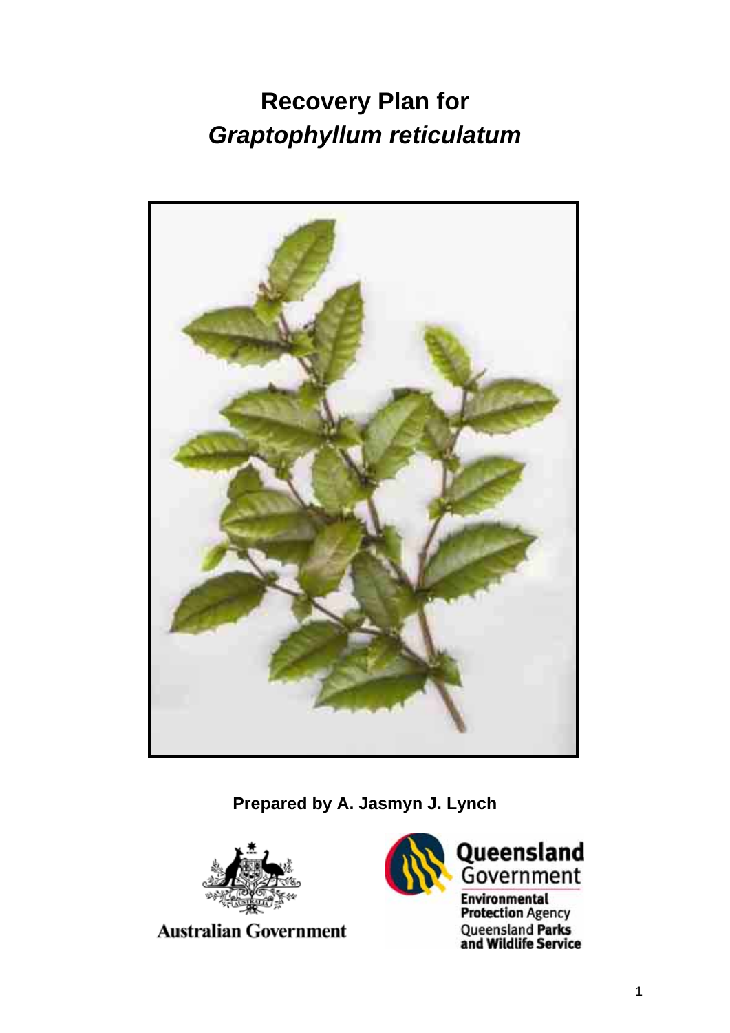# Recovery Plan for *Graptophyllum reticulatum*

**Prepared by A. Jasmyn J. Lynch**

Australian Government

Queensland Government

Environmental Protection Agency

Queensland Parks and Wildlife Service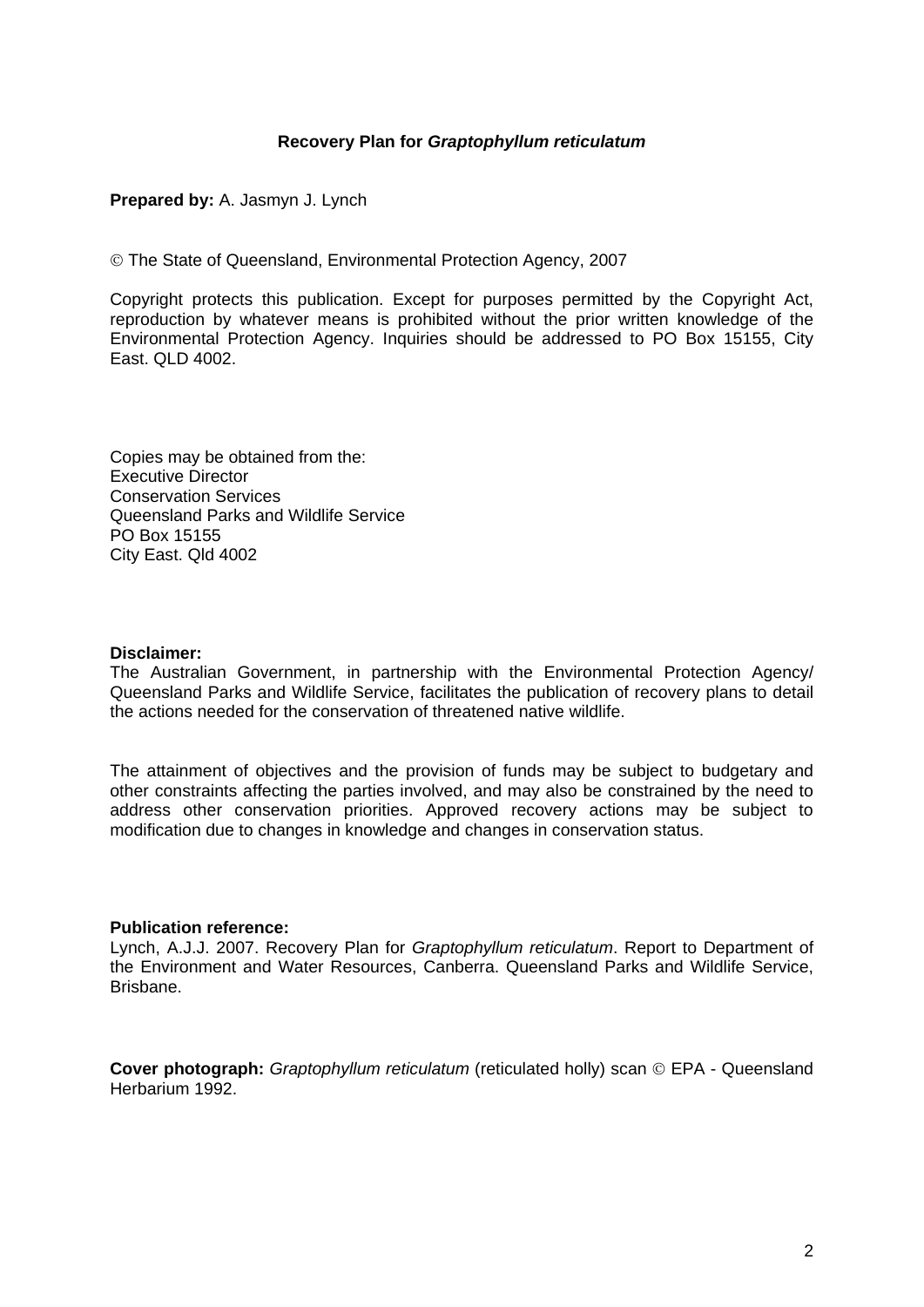**Recovery Plan for *Graptophyllum reticulatum***

**Prepared by:** A. Jasmyn J. Lynch

© The State of Queensland, Environmental Protection Agency, 2007

Copyright protects this publication. Except for purposes permitted by the Copyright Act, reproduction by whatever means is prohibited without the prior written knowledge of the Environmental Protection Agency. Inquiries should be addressed to PO Box 15155, City East. QLD 4002.

Copies may be obtained from the:
Executive Director
Conservation Services
Queensland Parks and Wildlife Service
PO Box 15155
City East. Qld 4002

**Disclaimer:**
The Australian Government, in partnership with the Environmental Protection Agency/ Queensland Parks and Wildlife Service, facilitates the publication of recovery plans to detail the actions needed for the conservation of threatened native wildlife.

The attainment of objectives and the provision of funds may be subject to budgetary and other constraints affecting the parties involved, and may also be constrained by the need to address other conservation priorities. Approved recovery actions may be subject to modification due to changes in knowledge and changes in conservation status.

**Publication reference:**
Lynch, A.J.J. 2007. Recovery Plan for *Graptophyllum reticulatum*. Report to Department of the Environment and Water Resources, Canberra. Queensland Parks and Wildlife Service, Brisbane.

**Cover photograph:** *Graptophyllum reticulatum* (reticulated holly) scan © EPA - Queensland Herbarium 1992.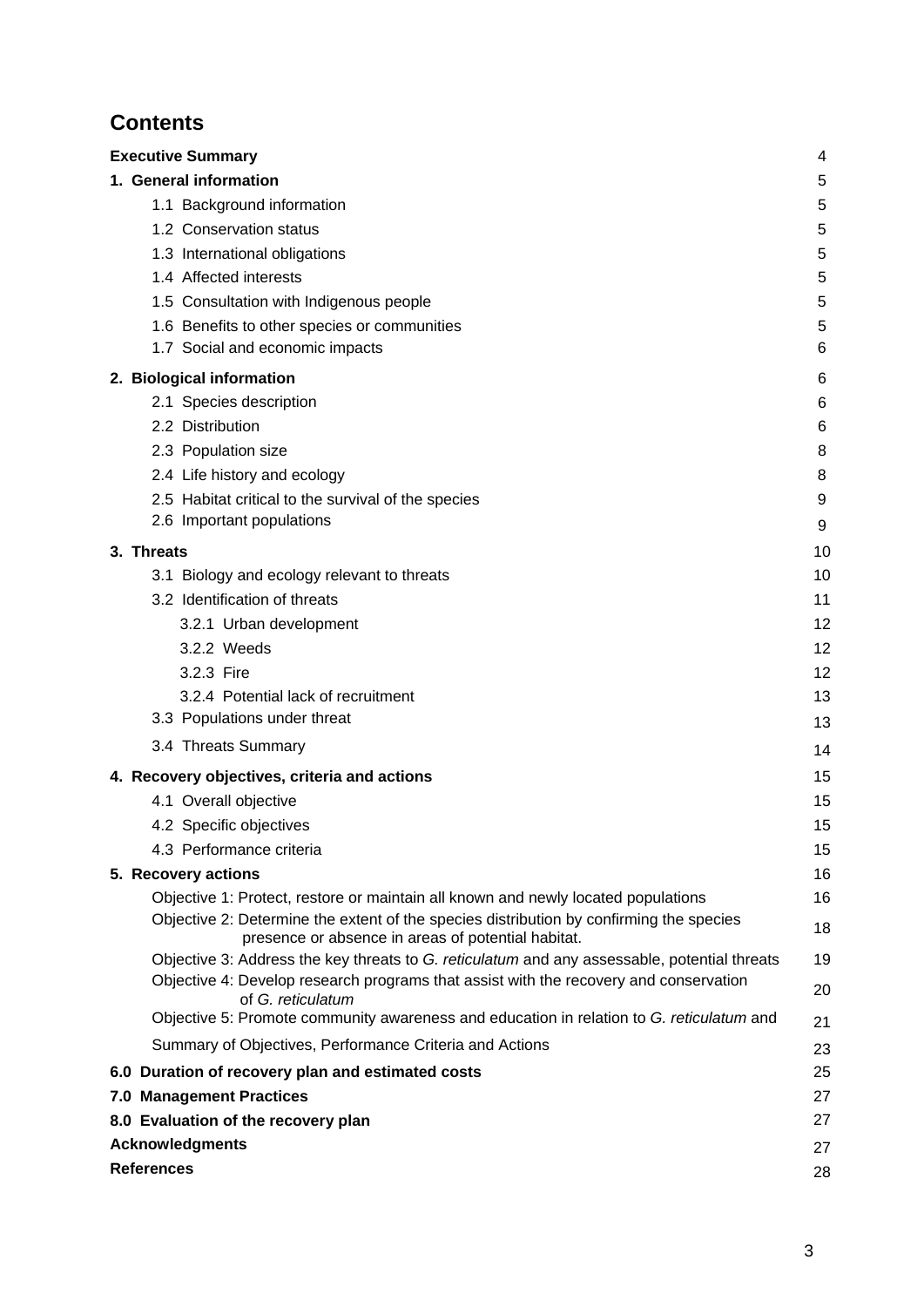## Contents

| | |
|---|---|
| **Executive Summary** | 4 |
| **1. General information** | 5 |
| 1.1 Background information | 5 |
| 1.2 Conservation status | 5 |
| 1.3 International obligations | 5 |
| 1.4 Affected interests | 5 |
| 1.5 Consultation with Indigenous people | 5 |
| 1.6 Benefits to other species or communities | 5 |
| 1.7 Social and economic impacts | 6 |
| **2. Biological information** | 6 |
| 2.1 Species description | 6 |
| 2.2 Distribution | 6 |
| 2.3 Population size | 8 |
| 2.4 Life history and ecology | 8 |
| 2.5 Habitat critical to the survival of the species | 9 |
| 2.6 Important populations | 9 |
| **3. Threats** | 10 |
| 3.1 Biology and ecology relevant to threats | 10 |
| 3.2 Identification of threats | 11 |
| 3.2.1 Urban development | 12 |
| 3.2.2 Weeds | 12 |
| 3.2.3 Fire | 12 |
| 3.2.4 Potential lack of recruitment | 13 |
| 3.3 Populations under threat | 13 |
| 3.4 Threats Summary | 14 |
| **4. Recovery objectives, criteria and actions** | 15 |
| 4.1 Overall objective | 15 |
| 4.2 Specific objectives | 15 |
| 4.3 Performance criteria | 15 |
| **5. Recovery actions** | 16 |
| Objective 1: Protect, restore or maintain all known and newly located populations | 16 |
| Objective 2: Determine the extent of the species distribution by confirming the species presence or absence in areas of potential habitat. | 18 |
| Objective 3: Address the key threats to *G. reticulatum* and any assessable, potential threats | 19 |
| Objective 4: Develop research programs that assist with the recovery and conservation of *G. reticulatum* | 20 |
| Objective 5: Promote community awareness and education in relation to *G. reticulatum* and | 21 |
| Summary of Objectives, Performance Criteria and Actions | 23 |
| **6.0 Duration of recovery plan and estimated costs** | 25 |
| **7.0 Management Practices** | 27 |
| **8.0 Evaluation of the recovery plan** | 27 |
| **Acknowledgments** | 27 |
| **References** | 28 |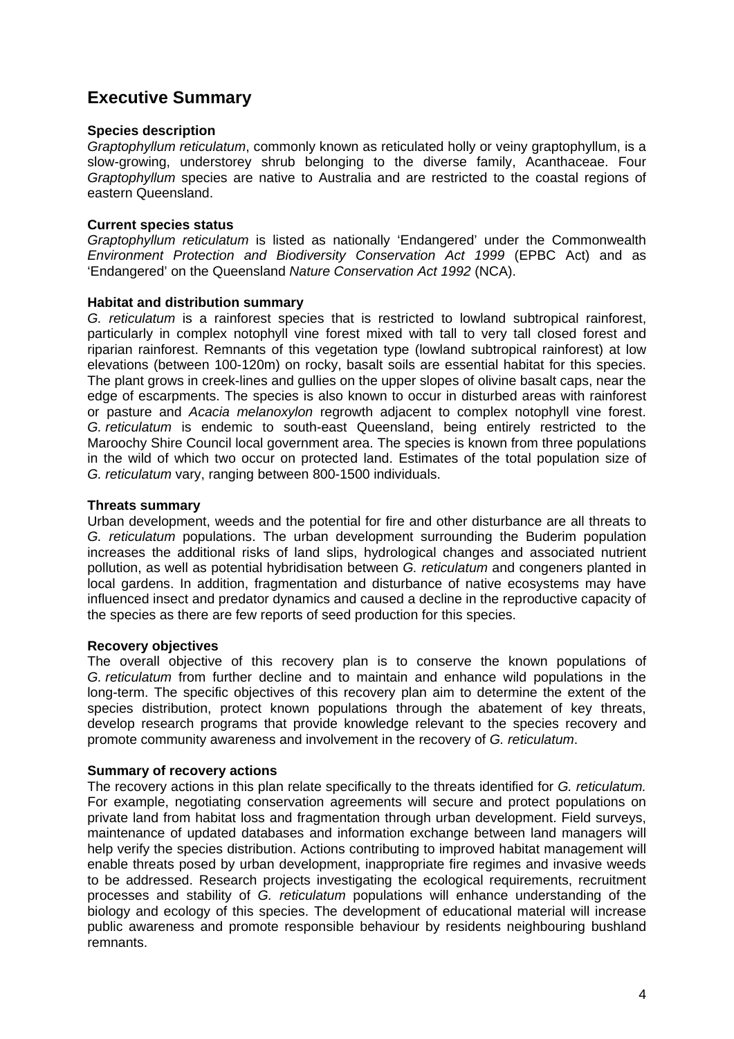## Executive Summary

**Species description**
*Graptophyllum reticulatum*, commonly known as reticulated holly or veiny graptophyllum, is a slow-growing, understorey shrub belonging to the diverse family, Acanthaceae. Four *Graptophyllum* species are native to Australia and are restricted to the coastal regions of eastern Queensland.

**Current species status**
*Graptophyllum reticulatum* is listed as nationally 'Endangered' under the Commonwealth *Environment Protection and Biodiversity Conservation Act 1999* (EPBC Act) and as 'Endangered' on the Queensland *Nature Conservation Act 1992* (NCA).

**Habitat and distribution summary**
*G. reticulatum* is a rainforest species that is restricted to lowland subtropical rainforest, particularly in complex notophyll vine forest mixed with tall to very tall closed forest and riparian rainforest. Remnants of this vegetation type (lowland subtropical rainforest) at low elevations (between 100-120m) on rocky, basalt soils are essential habitat for this species. The plant grows in creek-lines and gullies on the upper slopes of olivine basalt caps, near the edge of escarpments. The species is also known to occur in disturbed areas with rainforest or pasture and *Acacia melanoxylon* regrowth adjacent to complex notophyll vine forest. *G. reticulatum* is endemic to south-east Queensland, being entirely restricted to the Maroochy Shire Council local government area. The species is known from three populations in the wild of which two occur on protected land. Estimates of the total population size of *G. reticulatum* vary, ranging between 800-1500 individuals.

**Threats summary**
Urban development, weeds and the potential for fire and other disturbance are all threats to *G. reticulatum* populations. The urban development surrounding the Buderim population increases the additional risks of land slips, hydrological changes and associated nutrient pollution, as well as potential hybridisation between *G. reticulatum* and congeners planted in local gardens. In addition, fragmentation and disturbance of native ecosystems may have influenced insect and predator dynamics and caused a decline in the reproductive capacity of the species as there are few reports of seed production for this species.

**Recovery objectives**
The overall objective of this recovery plan is to conserve the known populations of *G. reticulatum* from further decline and to maintain and enhance wild populations in the long-term. The specific objectives of this recovery plan aim to determine the extent of the species distribution, protect known populations through the abatement of key threats, develop research programs that provide knowledge relevant to the species recovery and promote community awareness and involvement in the recovery of *G. reticulatum*.

**Summary of recovery actions**
The recovery actions in this plan relate specifically to the threats identified for *G. reticulatum.* For example, negotiating conservation agreements will secure and protect populations on private land from habitat loss and fragmentation through urban development. Field surveys, maintenance of updated databases and information exchange between land managers will help verify the species distribution. Actions contributing to improved habitat management will enable threats posed by urban development, inappropriate fire regimes and invasive weeds to be addressed. Research projects investigating the ecological requirements, recruitment processes and stability of *G. reticulatum* populations will enhance understanding of the biology and ecology of this species. The development of educational material will increase public awareness and promote responsible behaviour by residents neighbouring bushland remnants.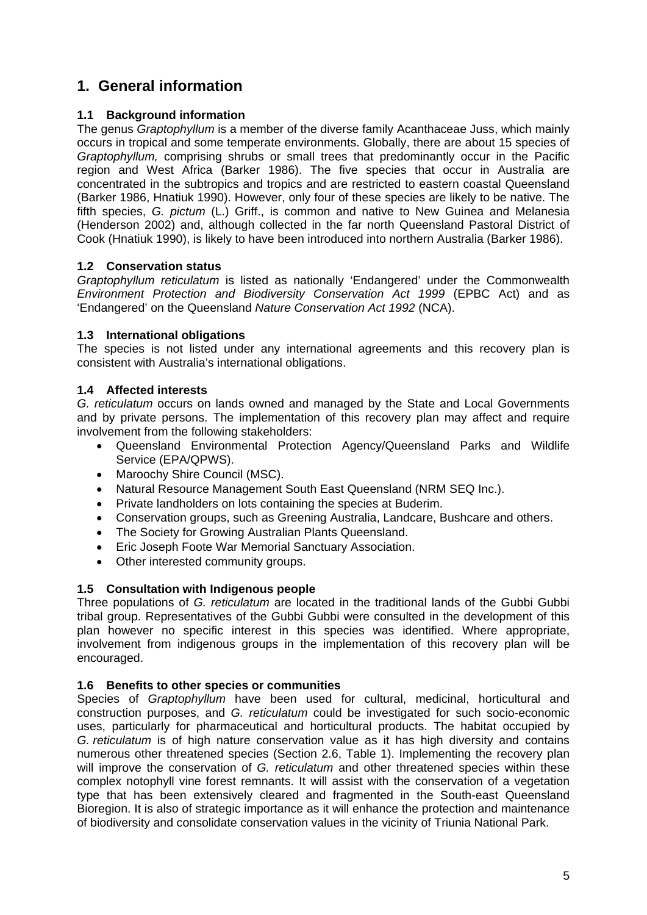# 1. General information

### 1.1 Background information

The genus *Graptophyllum* is a member of the diverse family Acanthaceae Juss, which mainly occurs in tropical and some temperate environments. Globally, there are about 15 species of *Graptophyllum,* comprising shrubs or small trees that predominantly occur in the Pacific region and West Africa (Barker 1986). The five species that occur in Australia are concentrated in the subtropics and tropics and are restricted to eastern coastal Queensland (Barker 1986, Hnatiuk 1990). However, only four of these species are likely to be native. The fifth species, *G. pictum* (L.) Griff., is common and native to New Guinea and Melanesia (Henderson 2002) and, although collected in the far north Queensland Pastoral District of Cook (Hnatiuk 1990), is likely to have been introduced into northern Australia (Barker 1986).

### 1.2 Conservation status

*Graptophyllum reticulatum* is listed as nationally 'Endangered' under the Commonwealth *Environment Protection and Biodiversity Conservation Act 1999* (EPBC Act) and as 'Endangered' on the Queensland *Nature Conservation Act 1992* (NCA).

### 1.3 International obligations

The species is not listed under any international agreements and this recovery plan is consistent with Australia's international obligations.

### 1.4 Affected interests

*G. reticulatum* occurs on lands owned and managed by the State and Local Governments and by private persons. The implementation of this recovery plan may affect and require involvement from the following stakeholders:

- Queensland Environmental Protection Agency/Queensland Parks and Wildlife Service (EPA/QPWS).
- Maroochy Shire Council (MSC).
- Natural Resource Management South East Queensland (NRM SEQ Inc.).
- Private landholders on lots containing the species at Buderim.
- Conservation groups, such as Greening Australia, Landcare, Bushcare and others.
- The Society for Growing Australian Plants Queensland.
- Eric Joseph Foote War Memorial Sanctuary Association.
- Other interested community groups.

### 1.5 Consultation with Indigenous people

Three populations of *G. reticulatum* are located in the traditional lands of the Gubbi Gubbi tribal group. Representatives of the Gubbi Gubbi were consulted in the development of this plan however no specific interest in this species was identified. Where appropriate, involvement from indigenous groups in the implementation of this recovery plan will be encouraged.

### 1.6 Benefits to other species or communities

Species of *Graptophyllum* have been used for cultural, medicinal, horticultural and construction purposes, and *G. reticulatum* could be investigated for such socio-economic uses, particularly for pharmaceutical and horticultural products. The habitat occupied by *G. reticulatum* is of high nature conservation value as it has high diversity and contains numerous other threatened species (Section 2.6, Table 1). Implementing the recovery plan will improve the conservation of *G. reticulatum* and other threatened species within these complex notophyll vine forest remnants. It will assist with the conservation of a vegetation type that has been extensively cleared and fragmented in the South-east Queensland Bioregion. It is also of strategic importance as it will enhance the protection and maintenance of biodiversity and consolidate conservation values in the vicinity of Triunia National Park.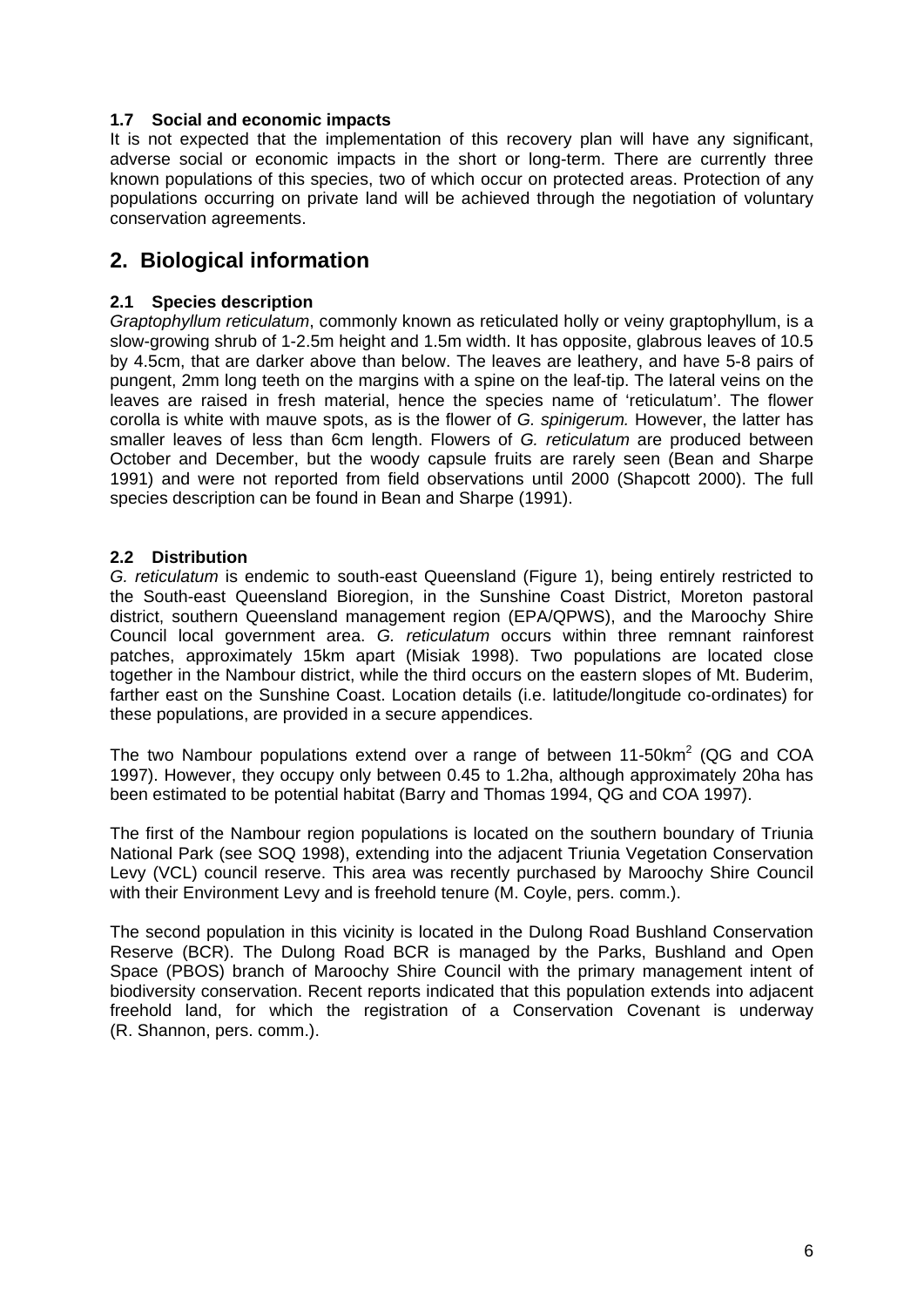### 1.7 Social and economic impacts

It is not expected that the implementation of this recovery plan will have any significant, adverse social or economic impacts in the short or long-term. There are currently three known populations of this species, two of which occur on protected areas. Protection of any populations occurring on private land will be achieved through the negotiation of voluntary conservation agreements.

## 2. Biological information

### 2.1 Species description

*Graptophyllum reticulatum*, commonly known as reticulated holly or veiny graptophyllum, is a slow-growing shrub of 1-2.5m height and 1.5m width. It has opposite, glabrous leaves of 10.5 by 4.5cm, that are darker above than below. The leaves are leathery, and have 5-8 pairs of pungent, 2mm long teeth on the margins with a spine on the leaf-tip. The lateral veins on the leaves are raised in fresh material, hence the species name of 'reticulatum'. The flower corolla is white with mauve spots, as is the flower of *G. spinigerum.* However, the latter has smaller leaves of less than 6cm length. Flowers of *G. reticulatum* are produced between October and December, but the woody capsule fruits are rarely seen (Bean and Sharpe 1991) and were not reported from field observations until 2000 (Shapcott 2000). The full species description can be found in Bean and Sharpe (1991).

### 2.2 Distribution

*G. reticulatum* is endemic to south-east Queensland (Figure 1), being entirely restricted to the South-east Queensland Bioregion, in the Sunshine Coast District, Moreton pastoral district, southern Queensland management region (EPA/QPWS), and the Maroochy Shire Council local government area. *G. reticulatum* occurs within three remnant rainforest patches, approximately 15km apart (Misiak 1998). Two populations are located close together in the Nambour district, while the third occurs on the eastern slopes of Mt. Buderim, farther east on the Sunshine Coast. Location details (i.e. latitude/longitude co-ordinates) for these populations, are provided in a secure appendices.

The two Nambour populations extend over a range of between 11-50km$^2$ (QG and COA 1997). However, they occupy only between 0.45 to 1.2ha, although approximately 20ha has been estimated to be potential habitat (Barry and Thomas 1994, QG and COA 1997).

The first of the Nambour region populations is located on the southern boundary of Triunia National Park (see SOQ 1998), extending into the adjacent Triunia Vegetation Conservation Levy (VCL) council reserve. This area was recently purchased by Maroochy Shire Council with their Environment Levy and is freehold tenure (M. Coyle, pers. comm.).

The second population in this vicinity is located in the Dulong Road Bushland Conservation Reserve (BCR). The Dulong Road BCR is managed by the Parks, Bushland and Open Space (PBOS) branch of Maroochy Shire Council with the primary management intent of biodiversity conservation. Recent reports indicated that this population extends into adjacent freehold land, for which the registration of a Conservation Covenant is underway (R. Shannon, pers. comm.).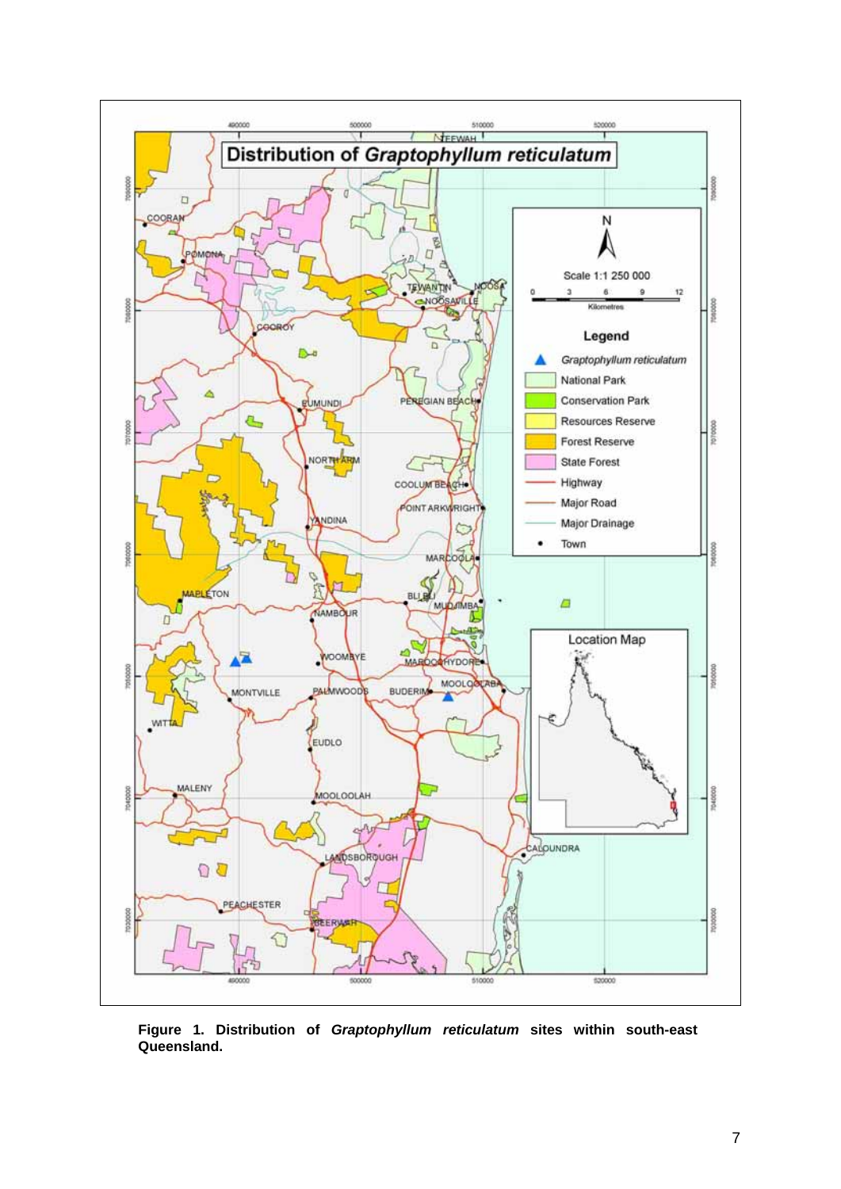Distribution of *Graptophyllum reticulatum*

490000
500000
510000
520000

7090000
7080000
7070000
7060000
7050000
7040000
7030000

TEEWAH
COORAN
POMONA
TEWANTIN
NOOSA
NOOSAVILLE
COOROY
EUMUNDI
PEREGIAN BEACH
NORTH ARM
COOLUM BEACH
POINT ARKWRIGHT
YANDINA
MARCOOLA
MAPLETON
BLI BLI
MUDJIMBA
NAMBOUR
WOOMBYE
MAROOCHYDORE
MOOLOOLABA
MONTVILLE
PALMWOODS
BUDERIM
WITTA
EUDLO
MALENY
MOOLOOLAH
CALOUNDRA
LANDSBOROUGH
PEACHESTER
BEERWAH

N

Scale 1:1 250 000

0 3 6 9 12
Kilometres

Legend

*Graptophyllum reticulatum*
National Park
Conservation Park
Resources Reserve
Forest Reserve
State Forest
Highway
Major Road
Major Drainage
Town

Location Map

**Figure 1. Distribution of *Graptophyllum reticulatum* sites within south-east Queensland.**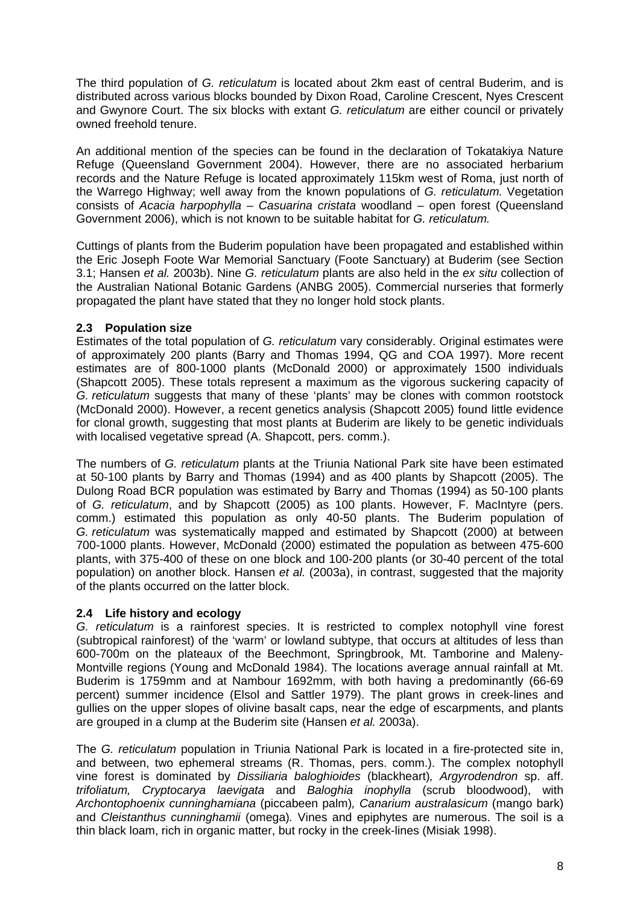The third population of *G. reticulatum* is located about 2km east of central Buderim, and is distributed across various blocks bounded by Dixon Road, Caroline Crescent, Nyes Crescent and Gwynore Court. The six blocks with extant *G. reticulatum* are either council or privately owned freehold tenure.

An additional mention of the species can be found in the declaration of Tokatakiya Nature Refuge (Queensland Government 2004). However, there are no associated herbarium records and the Nature Refuge is located approximately 115km west of Roma, just north of the Warrego Highway; well away from the known populations of *G. reticulatum.* Vegetation consists of *Acacia harpophylla – Casuarina cristata* woodland – open forest (Queensland Government 2006), which is not known to be suitable habitat for *G. reticulatum.*

Cuttings of plants from the Buderim population have been propagated and established within the Eric Joseph Foote War Memorial Sanctuary (Foote Sanctuary) at Buderim (see Section 3.1; Hansen *et al.* 2003b). Nine *G. reticulatum* plants are also held in the *ex situ* collection of the Australian National Botanic Gardens (ANBG 2005). Commercial nurseries that formerly propagated the plant have stated that they no longer hold stock plants.

### 2.3 Population size

Estimates of the total population of *G. reticulatum* vary considerably. Original estimates were of approximately 200 plants (Barry and Thomas 1994, QG and COA 1997). More recent estimates are of 800-1000 plants (McDonald 2000) or approximately 1500 individuals (Shapcott 2005). These totals represent a maximum as the vigorous suckering capacity of *G. reticulatum* suggests that many of these 'plants' may be clones with common rootstock (McDonald 2000). However, a recent genetics analysis (Shapcott 2005) found little evidence for clonal growth, suggesting that most plants at Buderim are likely to be genetic individuals with localised vegetative spread (A. Shapcott, pers. comm.).

The numbers of *G. reticulatum* plants at the Triunia National Park site have been estimated at 50-100 plants by Barry and Thomas (1994) and as 400 plants by Shapcott (2005). The Dulong Road BCR population was estimated by Barry and Thomas (1994) as 50-100 plants of *G. reticulatum*, and by Shapcott (2005) as 100 plants. However, F. MacIntyre (pers. comm.) estimated this population as only 40-50 plants. The Buderim population of *G. reticulatum* was systematically mapped and estimated by Shapcott (2000) at between 700-1000 plants. However, McDonald (2000) estimated the population as between 475-600 plants, with 375-400 of these on one block and 100-200 plants (or 30-40 percent of the total population) on another block. Hansen *et al.* (2003a), in contrast, suggested that the majority of the plants occurred on the latter block.

### 2.4 Life history and ecology

*G. reticulatum* is a rainforest species. It is restricted to complex notophyll vine forest (subtropical rainforest) of the 'warm' or lowland subtype, that occurs at altitudes of less than 600-700m on the plateaux of the Beechmont, Springbrook, Mt. Tamborine and Maleny-Montville regions (Young and McDonald 1984). The locations average annual rainfall at Mt. Buderim is 1759mm and at Nambour 1692mm, with both having a predominantly (66-69 percent) summer incidence (Elsol and Sattler 1979). The plant grows in creek-lines and gullies on the upper slopes of olivine basalt caps, near the edge of escarpments, and plants are grouped in a clump at the Buderim site (Hansen *et al.* 2003a).

The *G. reticulatum* population in Triunia National Park is located in a fire-protected site in, and between, two ephemeral streams (R. Thomas, pers. comm.). The complex notophyll vine forest is dominated by *Dissiliaria baloghioides* (blackheart)*, Argyrodendron* sp. aff. *trifoliatum, Cryptocarya laevigata* and *Baloghia inophylla* (scrub bloodwood), with *Archontophoenix cunninghamiana* (piccabeen palm)*, Canarium australasicum* (mango bark) and *Cleistanthus cunninghamii* (omega)*.* Vines and epiphytes are numerous. The soil is a thin black loam, rich in organic matter, but rocky in the creek-lines (Misiak 1998).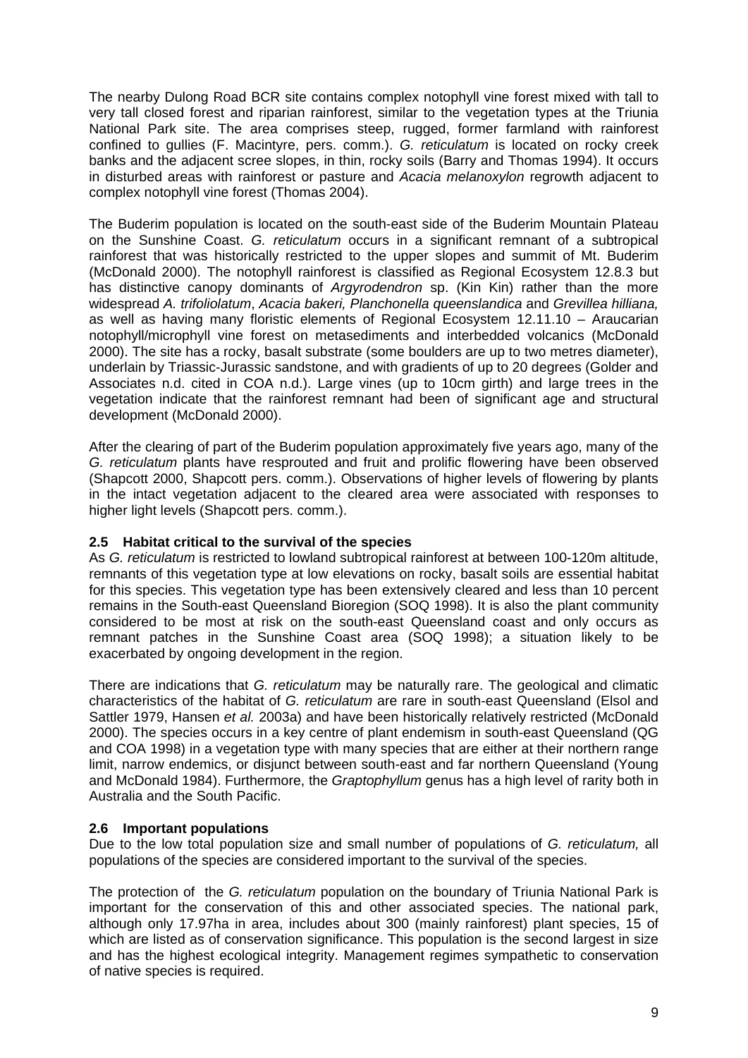The nearby Dulong Road BCR site contains complex notophyll vine forest mixed with tall to very tall closed forest and riparian rainforest, similar to the vegetation types at the Triunia National Park site. The area comprises steep, rugged, former farmland with rainforest confined to gullies (F. Macintyre, pers. comm.). *G. reticulatum* is located on rocky creek banks and the adjacent scree slopes, in thin, rocky soils (Barry and Thomas 1994). It occurs in disturbed areas with rainforest or pasture and *Acacia melanoxylon* regrowth adjacent to complex notophyll vine forest (Thomas 2004).

The Buderim population is located on the south-east side of the Buderim Mountain Plateau on the Sunshine Coast. *G. reticulatum* occurs in a significant remnant of a subtropical rainforest that was historically restricted to the upper slopes and summit of Mt. Buderim (McDonald 2000). The notophyll rainforest is classified as Regional Ecosystem 12.8.3 but has distinctive canopy dominants of *Argyrodendron* sp. (Kin Kin) rather than the more widespread *A. trifoliolatum*, *Acacia bakeri, Planchonella queenslandica* and *Grevillea hilliana,* as well as having many floristic elements of Regional Ecosystem 12.11.10 – Araucarian notophyll/microphyll vine forest on metasediments and interbedded volcanics (McDonald 2000). The site has a rocky, basalt substrate (some boulders are up to two metres diameter), underlain by Triassic-Jurassic sandstone, and with gradients of up to 20 degrees (Golder and Associates n.d. cited in COA n.d.). Large vines (up to 10cm girth) and large trees in the vegetation indicate that the rainforest remnant had been of significant age and structural development (McDonald 2000).

After the clearing of part of the Buderim population approximately five years ago, many of the *G. reticulatum* plants have resprouted and fruit and prolific flowering have been observed (Shapcott 2000, Shapcott pers. comm.). Observations of higher levels of flowering by plants in the intact vegetation adjacent to the cleared area were associated with responses to higher light levels (Shapcott pers. comm.).

### 2.5 Habitat critical to the survival of the species

As *G. reticulatum* is restricted to lowland subtropical rainforest at between 100-120m altitude, remnants of this vegetation type at low elevations on rocky, basalt soils are essential habitat for this species. This vegetation type has been extensively cleared and less than 10 percent remains in the South-east Queensland Bioregion (SOQ 1998). It is also the plant community considered to be most at risk on the south-east Queensland coast and only occurs as remnant patches in the Sunshine Coast area (SOQ 1998); a situation likely to be exacerbated by ongoing development in the region.

There are indications that *G. reticulatum* may be naturally rare. The geological and climatic characteristics of the habitat of *G. reticulatum* are rare in south-east Queensland (Elsol and Sattler 1979, Hansen *et al.* 2003a) and have been historically relatively restricted (McDonald 2000). The species occurs in a key centre of plant endemism in south-east Queensland (QG and COA 1998) in a vegetation type with many species that are either at their northern range limit, narrow endemics, or disjunct between south-east and far northern Queensland (Young and McDonald 1984). Furthermore, the *Graptophyllum* genus has a high level of rarity both in Australia and the South Pacific.

### 2.6 Important populations

Due to the low total population size and small number of populations of *G. reticulatum,* all populations of the species are considered important to the survival of the species.

The protection of the *G. reticulatum* population on the boundary of Triunia National Park is important for the conservation of this and other associated species. The national park, although only 17.97ha in area, includes about 300 (mainly rainforest) plant species, 15 of which are listed as of conservation significance. This population is the second largest in size and has the highest ecological integrity. Management regimes sympathetic to conservation of native species is required.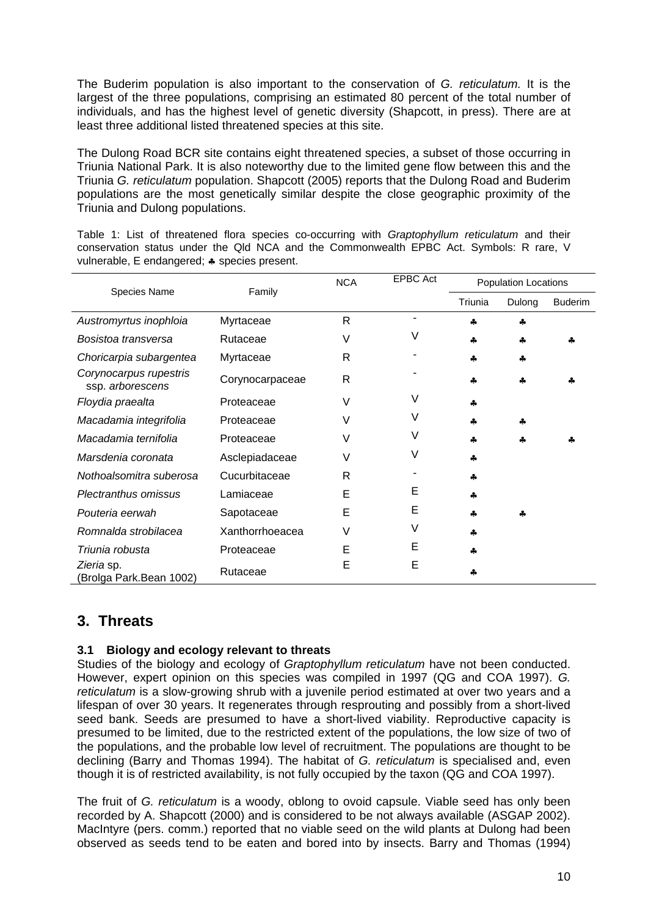The Buderim population is also important to the conservation of *G. reticulatum.* It is the largest of the three populations, comprising an estimated 80 percent of the total number of individuals, and has the highest level of genetic diversity (Shapcott, in press). There are at least three additional listed threatened species at this site.

The Dulong Road BCR site contains eight threatened species, a subset of those occurring in Triunia National Park. It is also noteworthy due to the limited gene flow between this and the Triunia *G. reticulatum* population. Shapcott (2005) reports that the Dulong Road and Buderim populations are the most genetically similar despite the close geographic proximity of the Triunia and Dulong populations.

Table 1: List of threatened flora species co-occurring with *Graptophyllum reticulatum* and their conservation status under the Qld NCA and the Commonwealth EPBC Act. Symbols: R rare, V vulnerable, E endangered; ♣ species present.

| Species Name | Family | NCA | EPBC Act | Population Locations | | |
|---|---|---|---|---|---|---|
| | | | | Triunia | Dulong | Buderim |
| *Austromyrtus inophloia* | Myrtaceae | R | - | ♣ | ♣ | |
| *Bosistoa transversa* | Rutaceae | V | V | ♣ | ♣ | ♣ |
| *Choricarpia subargentea* | Myrtaceae | R | - | ♣ | ♣ | |
| *Corynocarpus rupestris* ssp. *arborescens* | Corynocarpaceae | R | - | ♣ | ♣ | ♣ |
| *Floydia praealta* | Proteaceae | V | V | ♣ | | |
| *Macadamia integrifolia* | Proteaceae | V | V | ♣ | ♣ | |
| *Macadamia ternifolia* | Proteaceae | V | V | ♣ | ♣ | ♣ |
| *Marsdenia coronata* | Asclepiadaceae | V | V | ♣ | | |
| *Nothoalsomitra suberosa* | Cucurbitaceae | R | - | ♣ | | |
| *Plectranthus omissus* | Lamiaceae | E | E | ♣ | | |
| *Pouteria eerwah* | Sapotaceae | E | E | ♣ | ♣ | |
| *Romnalda strobilacea* | Xanthorrhoeacea | V | V | ♣ | | |
| *Triunia robusta* | Proteaceae | E | E | ♣ | | |
| *Zieria* sp. (Brolga Park.Bean 1002) | Rutaceae | E | E | ♣ | | |

## 3. Threats

### 3.1 Biology and ecology relevant to threats

Studies of the biology and ecology of *Graptophyllum reticulatum* have not been conducted. However, expert opinion on this species was compiled in 1997 (QG and COA 1997). *G. reticulatum* is a slow-growing shrub with a juvenile period estimated at over two years and a lifespan of over 30 years. It regenerates through resprouting and possibly from a short-lived seed bank. Seeds are presumed to have a short-lived viability. Reproductive capacity is presumed to be limited, due to the restricted extent of the populations, the low size of two of the populations, and the probable low level of recruitment. The populations are thought to be declining (Barry and Thomas 1994). The habitat of *G. reticulatum* is specialised and, even though it is of restricted availability, is not fully occupied by the taxon (QG and COA 1997).

The fruit of *G. reticulatum* is a woody, oblong to ovoid capsule. Viable seed has only been recorded by A. Shapcott (2000) and is considered to be not always available (ASGAP 2002). MacIntyre (pers. comm.) reported that no viable seed on the wild plants at Dulong had been observed as seeds tend to be eaten and bored into by insects. Barry and Thomas (1994)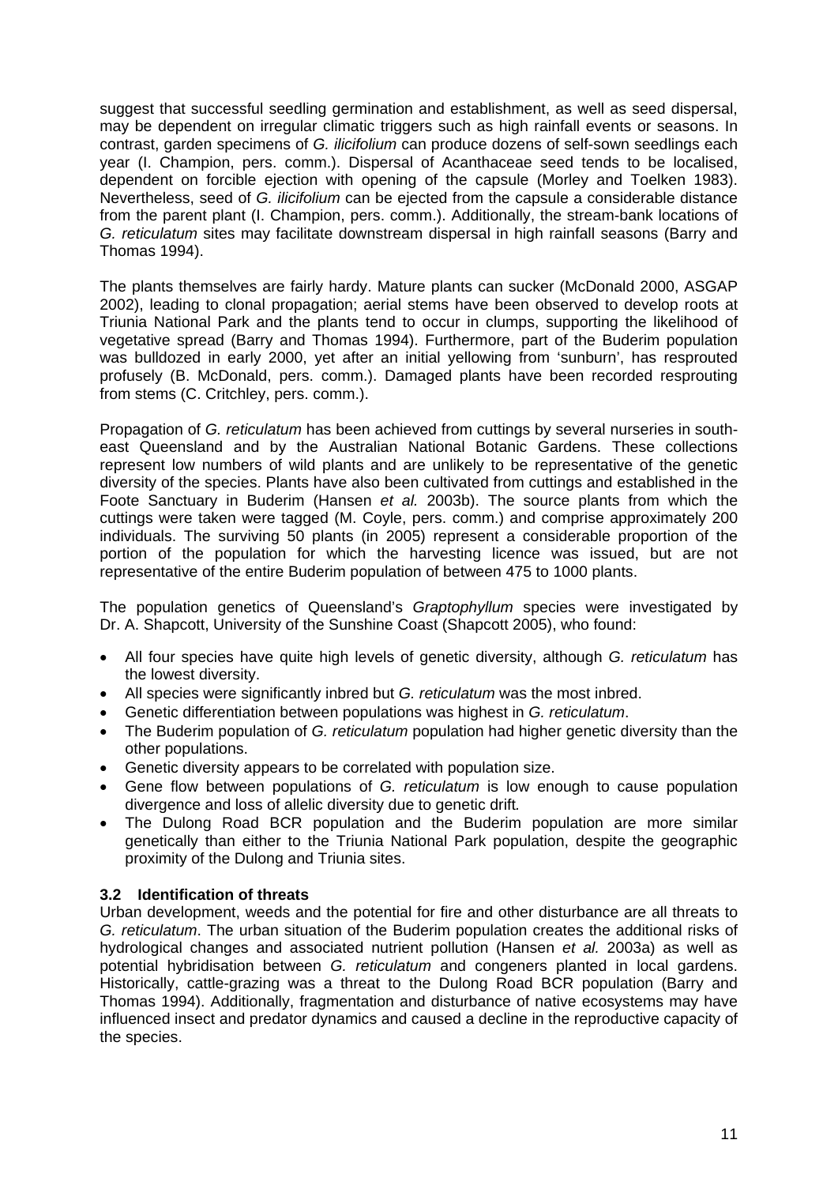suggest that successful seedling germination and establishment, as well as seed dispersal, may be dependent on irregular climatic triggers such as high rainfall events or seasons. In contrast, garden specimens of *G. ilicifolium* can produce dozens of self-sown seedlings each year (I. Champion, pers. comm.). Dispersal of Acanthaceae seed tends to be localised, dependent on forcible ejection with opening of the capsule (Morley and Toelken 1983). Nevertheless, seed of *G. ilicifolium* can be ejected from the capsule a considerable distance from the parent plant (I. Champion, pers. comm.). Additionally, the stream-bank locations of *G. reticulatum* sites may facilitate downstream dispersal in high rainfall seasons (Barry and Thomas 1994).

The plants themselves are fairly hardy. Mature plants can sucker (McDonald 2000, ASGAP 2002), leading to clonal propagation; aerial stems have been observed to develop roots at Triunia National Park and the plants tend to occur in clumps, supporting the likelihood of vegetative spread (Barry and Thomas 1994). Furthermore, part of the Buderim population was bulldozed in early 2000, yet after an initial yellowing from 'sunburn', has resprouted profusely (B. McDonald, pers. comm.). Damaged plants have been recorded resprouting from stems (C. Critchley, pers. comm.).

Propagation of *G. reticulatum* has been achieved from cuttings by several nurseries in south-east Queensland and by the Australian National Botanic Gardens. These collections represent low numbers of wild plants and are unlikely to be representative of the genetic diversity of the species. Plants have also been cultivated from cuttings and established in the Foote Sanctuary in Buderim (Hansen *et al.* 2003b). The source plants from which the cuttings were taken were tagged (M. Coyle, pers. comm.) and comprise approximately 200 individuals. The surviving 50 plants (in 2005) represent a considerable proportion of the portion of the population for which the harvesting licence was issued, but are not representative of the entire Buderim population of between 475 to 1000 plants.

The population genetics of Queensland's *Graptophyllum* species were investigated by Dr. A. Shapcott, University of the Sunshine Coast (Shapcott 2005), who found:

- All four species have quite high levels of genetic diversity, although *G. reticulatum* has the lowest diversity.
- All species were significantly inbred but *G. reticulatum* was the most inbred.
- Genetic differentiation between populations was highest in *G. reticulatum*.
- The Buderim population of *G. reticulatum* population had higher genetic diversity than the other populations.
- Genetic diversity appears to be correlated with population size.
- Gene flow between populations of *G. reticulatum* is low enough to cause population divergence and loss of allelic diversity due to genetic drift.
- The Dulong Road BCR population and the Buderim population are more similar genetically than either to the Triunia National Park population, despite the geographic proximity of the Dulong and Triunia sites.

### 3.2 Identification of threats

Urban development, weeds and the potential for fire and other disturbance are all threats to *G. reticulatum*. The urban situation of the Buderim population creates the additional risks of hydrological changes and associated nutrient pollution (Hansen *et al.* 2003a) as well as potential hybridisation between *G. reticulatum* and congeners planted in local gardens. Historically, cattle-grazing was a threat to the Dulong Road BCR population (Barry and Thomas 1994). Additionally, fragmentation and disturbance of native ecosystems may have influenced insect and predator dynamics and caused a decline in the reproductive capacity of the species.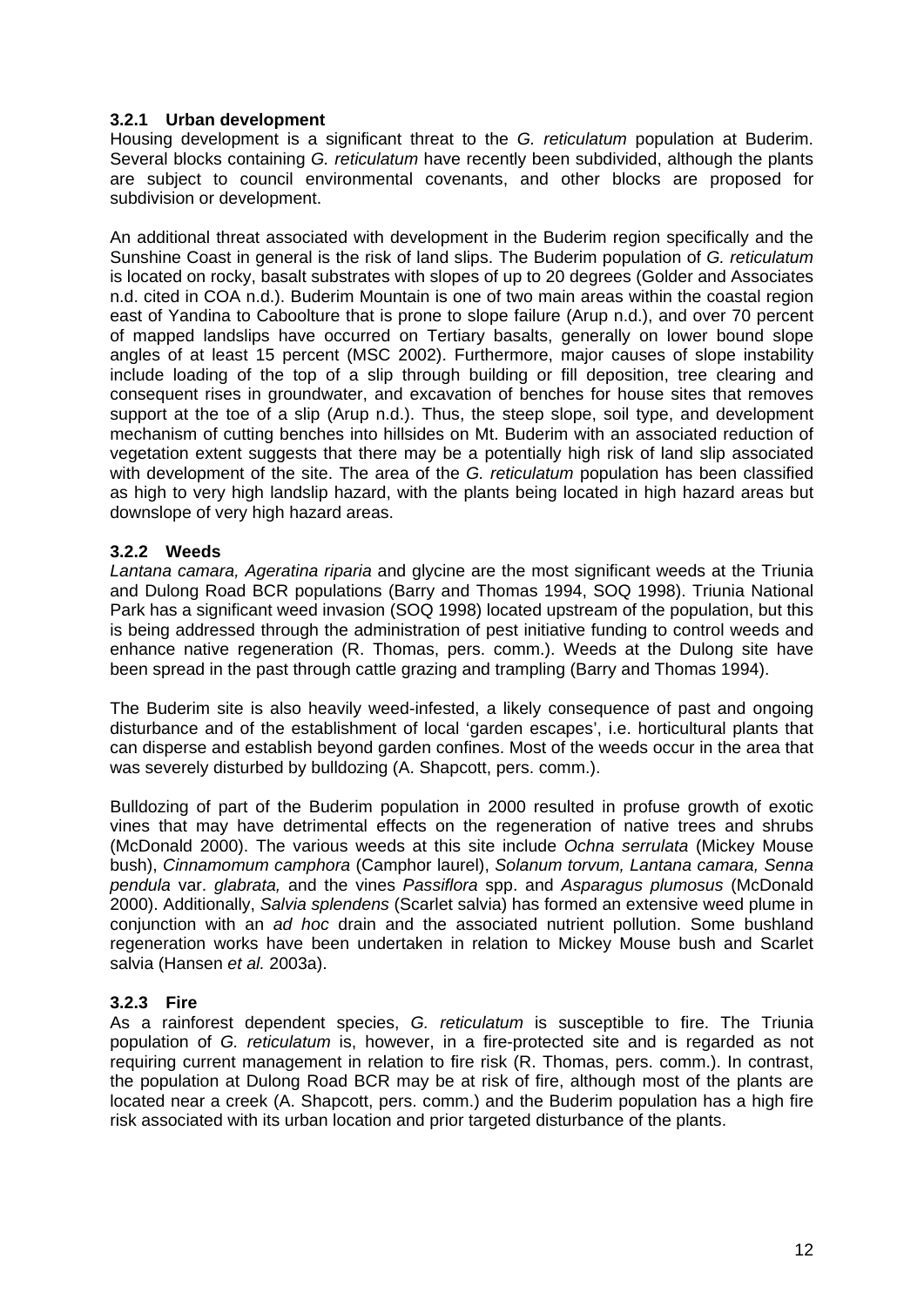### 3.2.1 Urban development

Housing development is a significant threat to the *G. reticulatum* population at Buderim. Several blocks containing *G. reticulatum* have recently been subdivided, although the plants are subject to council environmental covenants, and other blocks are proposed for subdivision or development.

An additional threat associated with development in the Buderim region specifically and the Sunshine Coast in general is the risk of land slips. The Buderim population of *G. reticulatum* is located on rocky, basalt substrates with slopes of up to 20 degrees (Golder and Associates n.d. cited in COA n.d.). Buderim Mountain is one of two main areas within the coastal region east of Yandina to Caboolture that is prone to slope failure (Arup n.d.), and over 70 percent of mapped landslips have occurred on Tertiary basalts, generally on lower bound slope angles of at least 15 percent (MSC 2002). Furthermore, major causes of slope instability include loading of the top of a slip through building or fill deposition, tree clearing and consequent rises in groundwater, and excavation of benches for house sites that removes support at the toe of a slip (Arup n.d.). Thus, the steep slope, soil type, and development mechanism of cutting benches into hillsides on Mt. Buderim with an associated reduction of vegetation extent suggests that there may be a potentially high risk of land slip associated with development of the site. The area of the *G. reticulatum* population has been classified as high to very high landslip hazard, with the plants being located in high hazard areas but downslope of very high hazard areas.

### 3.2.2 Weeds

*Lantana camara, Ageratina riparia* and glycine are the most significant weeds at the Triunia and Dulong Road BCR populations (Barry and Thomas 1994, SOQ 1998). Triunia National Park has a significant weed invasion (SOQ 1998) located upstream of the population, but this is being addressed through the administration of pest initiative funding to control weeds and enhance native regeneration (R. Thomas, pers. comm.). Weeds at the Dulong site have been spread in the past through cattle grazing and trampling (Barry and Thomas 1994).

The Buderim site is also heavily weed-infested, a likely consequence of past and ongoing disturbance and of the establishment of local 'garden escapes', i.e. horticultural plants that can disperse and establish beyond garden confines. Most of the weeds occur in the area that was severely disturbed by bulldozing (A. Shapcott, pers. comm.).

Bulldozing of part of the Buderim population in 2000 resulted in profuse growth of exotic vines that may have detrimental effects on the regeneration of native trees and shrubs (McDonald 2000). The various weeds at this site include *Ochna serrulata* (Mickey Mouse bush), *Cinnamomum camphora* (Camphor laurel), *Solanum torvum, Lantana camara, Senna pendula* var. *glabrata,* and the vines *Passiflora* spp. and *Asparagus plumosus* (McDonald 2000). Additionally, *Salvia splendens* (Scarlet salvia) has formed an extensive weed plume in conjunction with an *ad hoc* drain and the associated nutrient pollution. Some bushland regeneration works have been undertaken in relation to Mickey Mouse bush and Scarlet salvia (Hansen *et al.* 2003a).

### 3.2.3 Fire

As a rainforest dependent species, *G. reticulatum* is susceptible to fire. The Triunia population of *G. reticulatum* is, however, in a fire-protected site and is regarded as not requiring current management in relation to fire risk (R. Thomas, pers. comm.). In contrast, the population at Dulong Road BCR may be at risk of fire, although most of the plants are located near a creek (A. Shapcott, pers. comm.) and the Buderim population has a high fire risk associated with its urban location and prior targeted disturbance of the plants.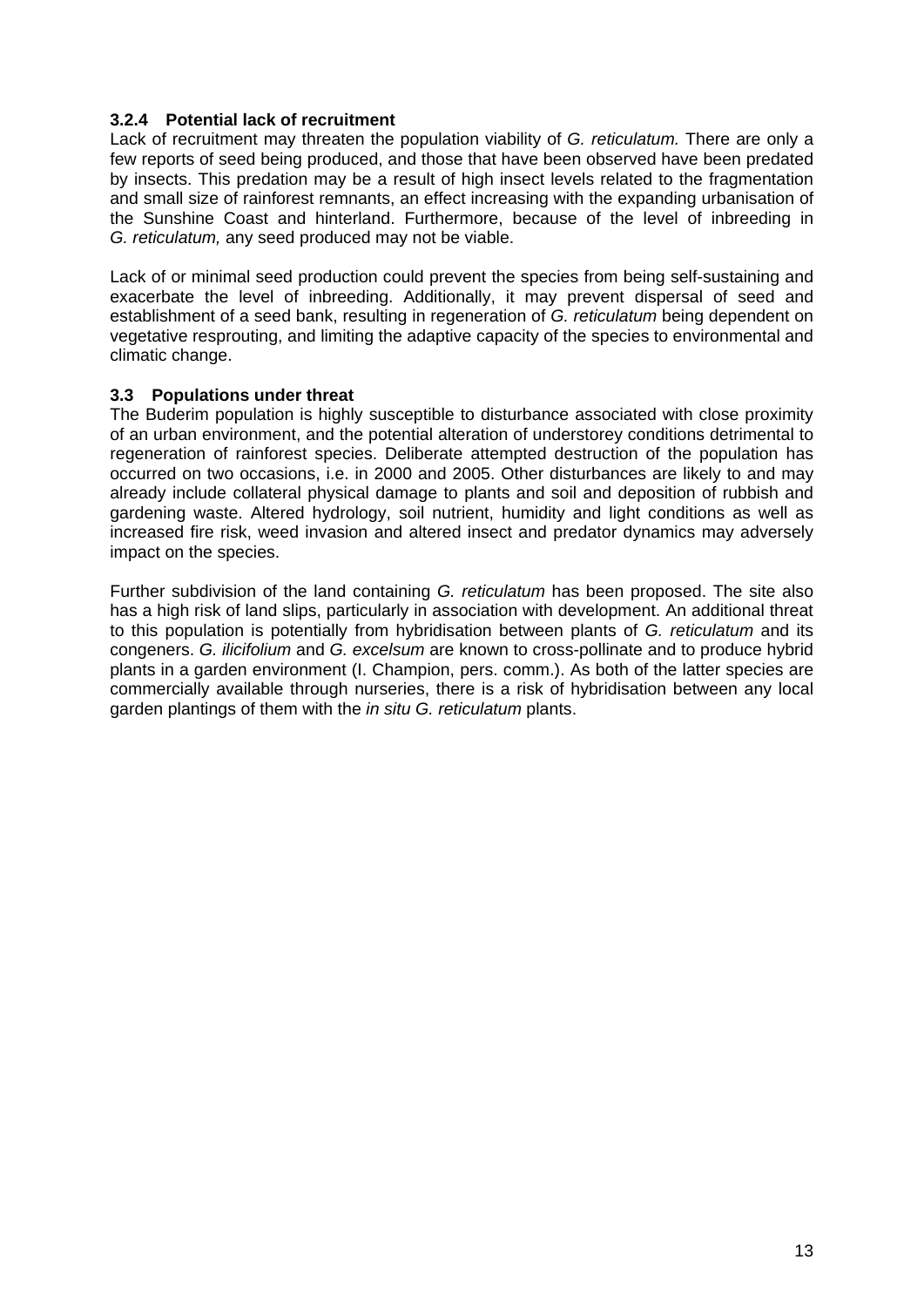### 3.2.4 Potential lack of recruitment

Lack of recruitment may threaten the population viability of *G. reticulatum.* There are only a few reports of seed being produced, and those that have been observed have been predated by insects. This predation may be a result of high insect levels related to the fragmentation and small size of rainforest remnants, an effect increasing with the expanding urbanisation of the Sunshine Coast and hinterland. Furthermore, because of the level of inbreeding in *G. reticulatum,* any seed produced may not be viable.

Lack of or minimal seed production could prevent the species from being self-sustaining and exacerbate the level of inbreeding. Additionally, it may prevent dispersal of seed and establishment of a seed bank, resulting in regeneration of *G. reticulatum* being dependent on vegetative resprouting, and limiting the adaptive capacity of the species to environmental and climatic change.

## 3.3 Populations under threat

The Buderim population is highly susceptible to disturbance associated with close proximity of an urban environment, and the potential alteration of understorey conditions detrimental to regeneration of rainforest species. Deliberate attempted destruction of the population has occurred on two occasions, i.e. in 2000 and 2005. Other disturbances are likely to and may already include collateral physical damage to plants and soil and deposition of rubbish and gardening waste. Altered hydrology, soil nutrient, humidity and light conditions as well as increased fire risk, weed invasion and altered insect and predator dynamics may adversely impact on the species.

Further subdivision of the land containing *G. reticulatum* has been proposed. The site also has a high risk of land slips, particularly in association with development. An additional threat to this population is potentially from hybridisation between plants of *G. reticulatum* and its congeners. *G. ilicifolium* and *G. excelsum* are known to cross-pollinate and to produce hybrid plants in a garden environment (I. Champion, pers. comm.). As both of the latter species are commercially available through nurseries, there is a risk of hybridisation between any local garden plantings of them with the *in situ G. reticulatum* plants.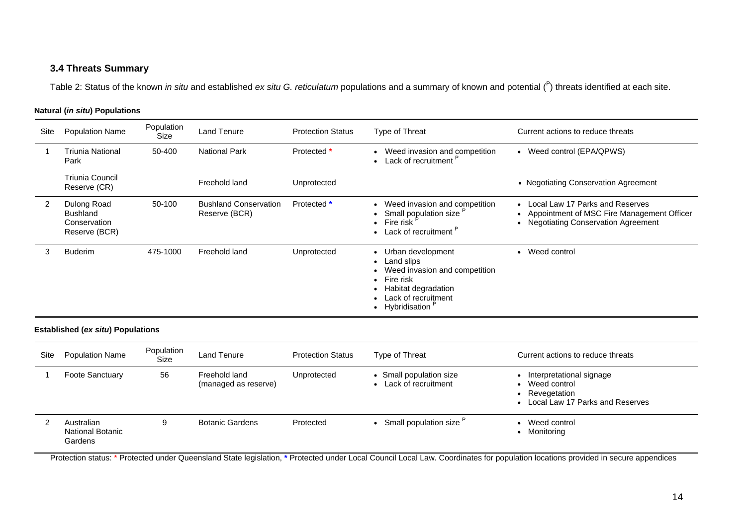### 3.4 Threats Summary

Table 2: Status of the known *in situ* and established *ex situ G. reticulatum* populations and a summary of known and potential ([P]) threats identified at each site.

**Natural (*in situ*) Populations**

| Site | Population Name | Population Size | Land Tenure | Protection Status | Type of Threat | Current actions to reduce threats |
|---|---|---|---|---|---|---|
| 1 | Triunia National Park | 50-400 | National Park | Protected * | • Weed invasion and competition<br>• Lack of recruitment [P] | • Weed control (EPA/QPWS) |
| | Triunia Council Reserve (CR) | | Freehold land | Unprotected | | • Negotiating Conservation Agreement |
| 2 | Dulong Road Bushland Conservation Reserve (BCR) | 50-100 | Bushland Conservation Reserve (BCR) | Protected * | • Weed invasion and competition<br>• Small population size [P]<br>• Fire risk [P]<br>• Lack of recruitment [P] | • Local Law 17 Parks and Reserves<br>• Appointment of MSC Fire Management Officer<br>• Negotiating Conservation Agreement |
| 3 | Buderim | 475-1000 | Freehold land | Unprotected | • Urban development<br>• Land slips<br>• Weed invasion and competition<br>• Fire risk<br>• Habitat degradation<br>• Lack of recruitment<br>• Hybridisation [P] | • Weed control |

**Established (*ex situ*) Populations**

| Site | Population Name | Population Size | Land Tenure | Protection Status | Type of Threat | Current actions to reduce threats |
|---|---|---|---|---|---|---|
| 1 | Foote Sanctuary | 56 | Freehold land (managed as reserve) | Unprotected | • Small population size<br>• Lack of recruitment | • Interpretational signage<br>• Weed control<br>• Revegetation<br>• Local Law 17 Parks and Reserves |
| 2 | Australian National Botanic Gardens | 9 | Botanic Gardens | Protected | • Small population size [P] | • Weed control<br>• Monitoring |

Protection status: * Protected under Queensland State legislation, * Protected under Local Council Local Law. Coordinates for population locations provided in secure appendices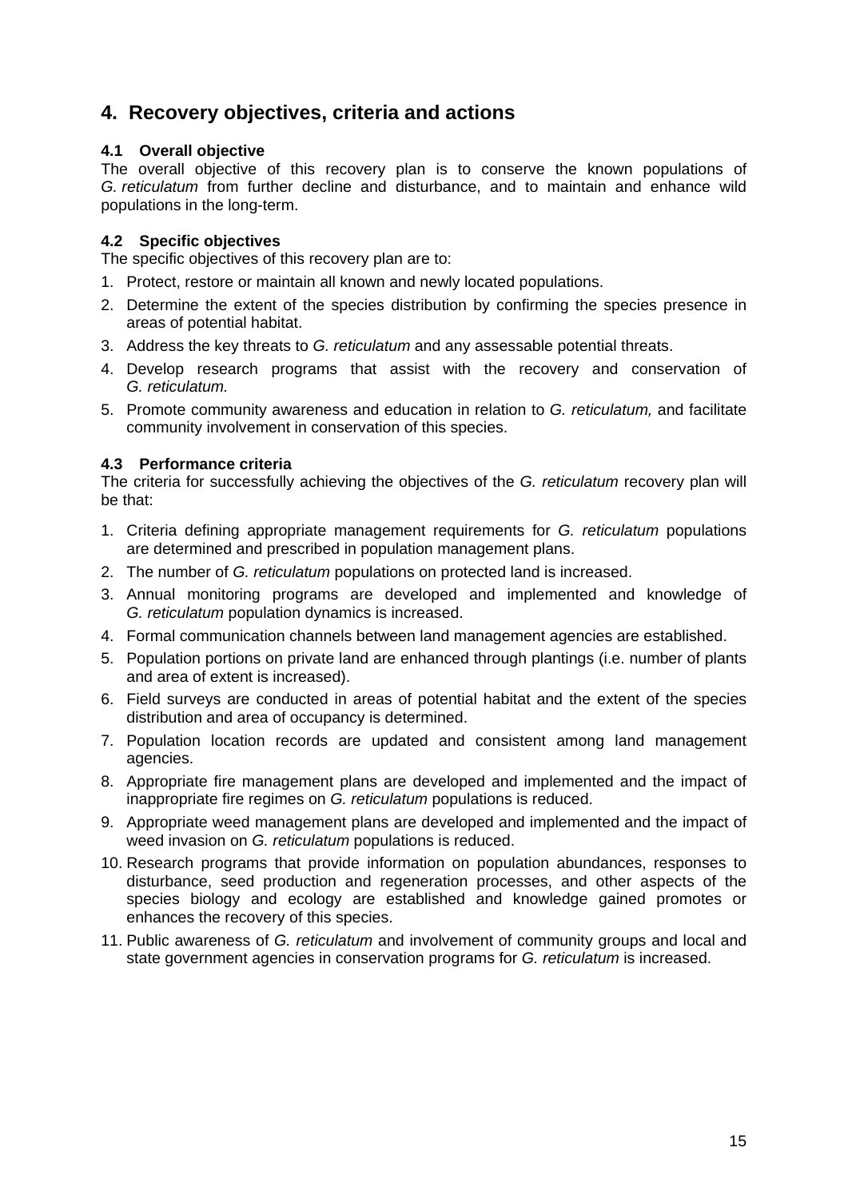# 4. Recovery objectives, criteria and actions

## 4.1 Overall objective

The overall objective of this recovery plan is to conserve the known populations of *G. reticulatum* from further decline and disturbance, and to maintain and enhance wild populations in the long-term.

## 4.2 Specific objectives

The specific objectives of this recovery plan are to:

1. Protect, restore or maintain all known and newly located populations.
2. Determine the extent of the species distribution by confirming the species presence in areas of potential habitat.
3. Address the key threats to *G. reticulatum* and any assessable potential threats.
4. Develop research programs that assist with the recovery and conservation of *G. reticulatum.*
5. Promote community awareness and education in relation to *G. reticulatum,* and facilitate community involvement in conservation of this species.

## 4.3 Performance criteria

The criteria for successfully achieving the objectives of the *G. reticulatum* recovery plan will be that:

1. Criteria defining appropriate management requirements for *G. reticulatum* populations are determined and prescribed in population management plans.
2. The number of *G. reticulatum* populations on protected land is increased.
3. Annual monitoring programs are developed and implemented and knowledge of *G. reticulatum* population dynamics is increased.
4. Formal communication channels between land management agencies are established.
5. Population portions on private land are enhanced through plantings (i.e. number of plants and area of extent is increased).
6. Field surveys are conducted in areas of potential habitat and the extent of the species distribution and area of occupancy is determined.
7. Population location records are updated and consistent among land management agencies.
8. Appropriate fire management plans are developed and implemented and the impact of inappropriate fire regimes on *G. reticulatum* populations is reduced.
9. Appropriate weed management plans are developed and implemented and the impact of weed invasion on *G. reticulatum* populations is reduced.
10. Research programs that provide information on population abundances, responses to disturbance, seed production and regeneration processes, and other aspects of the species biology and ecology are established and knowledge gained promotes or enhances the recovery of this species.
11. Public awareness of *G. reticulatum* and involvement of community groups and local and state government agencies in conservation programs for *G. reticulatum* is increased.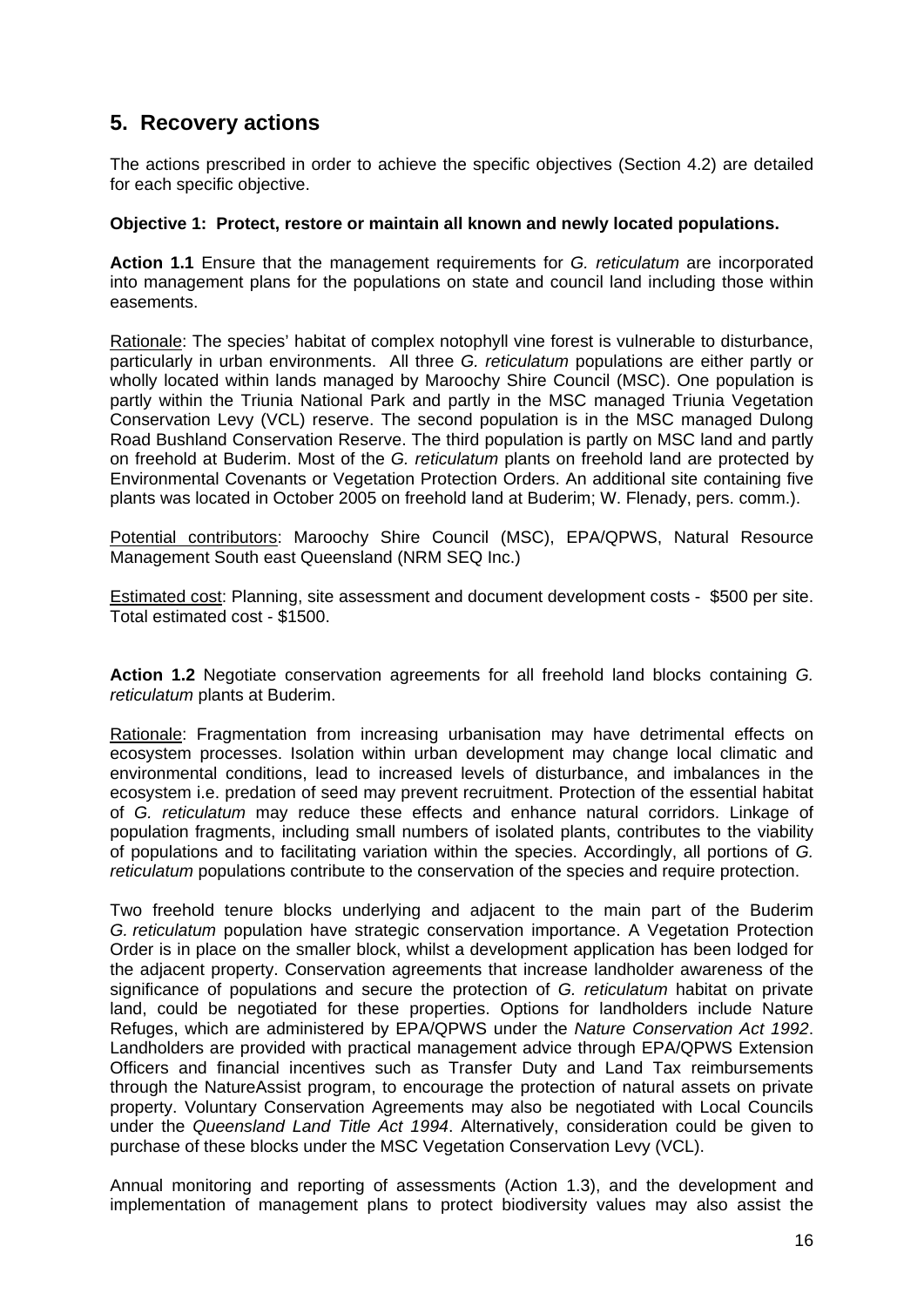## 5. Recovery actions

The actions prescribed in order to achieve the specific objectives (Section 4.2) are detailed for each specific objective.

**Objective 1: Protect, restore or maintain all known and newly located populations.**

**Action 1.1** Ensure that the management requirements for *G. reticulatum* are incorporated into management plans for the populations on state and council land including those within easements.

Rationale: The species' habitat of complex notophyll vine forest is vulnerable to disturbance, particularly in urban environments. All three *G. reticulatum* populations are either partly or wholly located within lands managed by Maroochy Shire Council (MSC). One population is partly within the Triunia National Park and partly in the MSC managed Triunia Vegetation Conservation Levy (VCL) reserve. The second population is in the MSC managed Dulong Road Bushland Conservation Reserve. The third population is partly on MSC land and partly on freehold at Buderim. Most of the *G. reticulatum* plants on freehold land are protected by Environmental Covenants or Vegetation Protection Orders. An additional site containing five plants was located in October 2005 on freehold land at Buderim; W. Flenady, pers. comm.).

Potential contributors: Maroochy Shire Council (MSC), EPA/QPWS, Natural Resource Management South east Queensland (NRM SEQ Inc.)

Estimated cost: Planning, site assessment and document development costs - $500 per site. Total estimated cost - $1500.

**Action 1.2** Negotiate conservation agreements for all freehold land blocks containing *G. reticulatum* plants at Buderim.

Rationale: Fragmentation from increasing urbanisation may have detrimental effects on ecosystem processes. Isolation within urban development may change local climatic and environmental conditions, lead to increased levels of disturbance, and imbalances in the ecosystem i.e. predation of seed may prevent recruitment. Protection of the essential habitat of *G. reticulatum* may reduce these effects and enhance natural corridors. Linkage of population fragments, including small numbers of isolated plants, contributes to the viability of populations and to facilitating variation within the species. Accordingly, all portions of *G. reticulatum* populations contribute to the conservation of the species and require protection.

Two freehold tenure blocks underlying and adjacent to the main part of the Buderim *G. reticulatum* population have strategic conservation importance. A Vegetation Protection Order is in place on the smaller block, whilst a development application has been lodged for the adjacent property. Conservation agreements that increase landholder awareness of the significance of populations and secure the protection of *G. reticulatum* habitat on private land, could be negotiated for these properties. Options for landholders include Nature Refuges, which are administered by EPA/QPWS under the *Nature Conservation Act 1992*. Landholders are provided with practical management advice through EPA/QPWS Extension Officers and financial incentives such as Transfer Duty and Land Tax reimbursements through the NatureAssist program, to encourage the protection of natural assets on private property. Voluntary Conservation Agreements may also be negotiated with Local Councils under the *Queensland Land Title Act 1994*. Alternatively, consideration could be given to purchase of these blocks under the MSC Vegetation Conservation Levy (VCL).

Annual monitoring and reporting of assessments (Action 1.3), and the development and implementation of management plans to protect biodiversity values may also assist the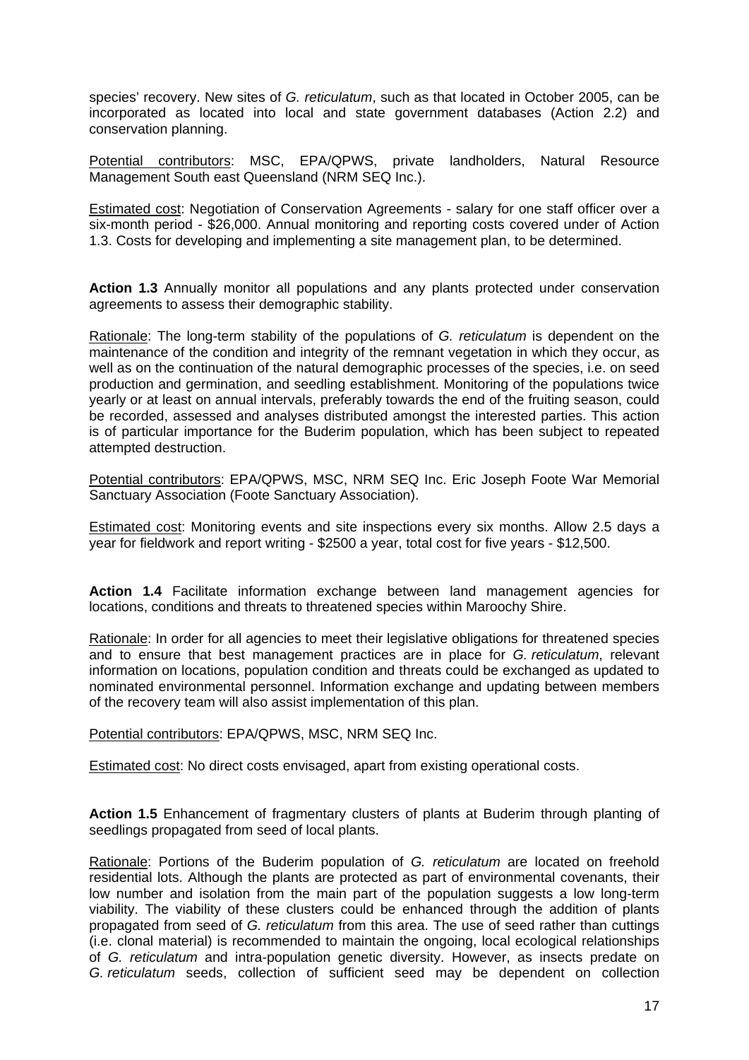species' recovery. New sites of *G. reticulatum*, such as that located in October 2005, can be incorporated as located into local and state government databases (Action 2.2) and conservation planning.

Potential contributors: MSC, EPA/QPWS, private landholders, Natural Resource Management South east Queensland (NRM SEQ Inc.).

Estimated cost: Negotiation of Conservation Agreements - salary for one staff officer over a six-month period - $26,000. Annual monitoring and reporting costs covered under of Action 1.3. Costs for developing and implementing a site management plan, to be determined.

**Action 1.3** Annually monitor all populations and any plants protected under conservation agreements to assess their demographic stability.

Rationale: The long-term stability of the populations of *G. reticulatum* is dependent on the maintenance of the condition and integrity of the remnant vegetation in which they occur, as well as on the continuation of the natural demographic processes of the species, i.e. on seed production and germination, and seedling establishment. Monitoring of the populations twice yearly or at least on annual intervals, preferably towards the end of the fruiting season, could be recorded, assessed and analyses distributed amongst the interested parties. This action is of particular importance for the Buderim population, which has been subject to repeated attempted destruction.

Potential contributors: EPA/QPWS, MSC, NRM SEQ Inc. Eric Joseph Foote War Memorial Sanctuary Association (Foote Sanctuary Association).

Estimated cost: Monitoring events and site inspections every six months. Allow 2.5 days a year for fieldwork and report writing - $2500 a year, total cost for five years - $12,500.

**Action 1.4** Facilitate information exchange between land management agencies for locations, conditions and threats to threatened species within Maroochy Shire.

Rationale: In order for all agencies to meet their legislative obligations for threatened species and to ensure that best management practices are in place for *G. reticulatum*, relevant information on locations, population condition and threats could be exchanged as updated to nominated environmental personnel. Information exchange and updating between members of the recovery team will also assist implementation of this plan.

Potential contributors: EPA/QPWS, MSC, NRM SEQ Inc.

Estimated cost: No direct costs envisaged, apart from existing operational costs.

**Action 1.5** Enhancement of fragmentary clusters of plants at Buderim through planting of seedlings propagated from seed of local plants.

Rationale: Portions of the Buderim population of *G. reticulatum* are located on freehold residential lots. Although the plants are protected as part of environmental covenants, their low number and isolation from the main part of the population suggests a low long-term viability. The viability of these clusters could be enhanced through the addition of plants propagated from seed of *G. reticulatum* from this area. The use of seed rather than cuttings (i.e. clonal material) is recommended to maintain the ongoing, local ecological relationships of *G. reticulatum* and intra-population genetic diversity. However, as insects predate on *G. reticulatum* seeds, collection of sufficient seed may be dependent on collection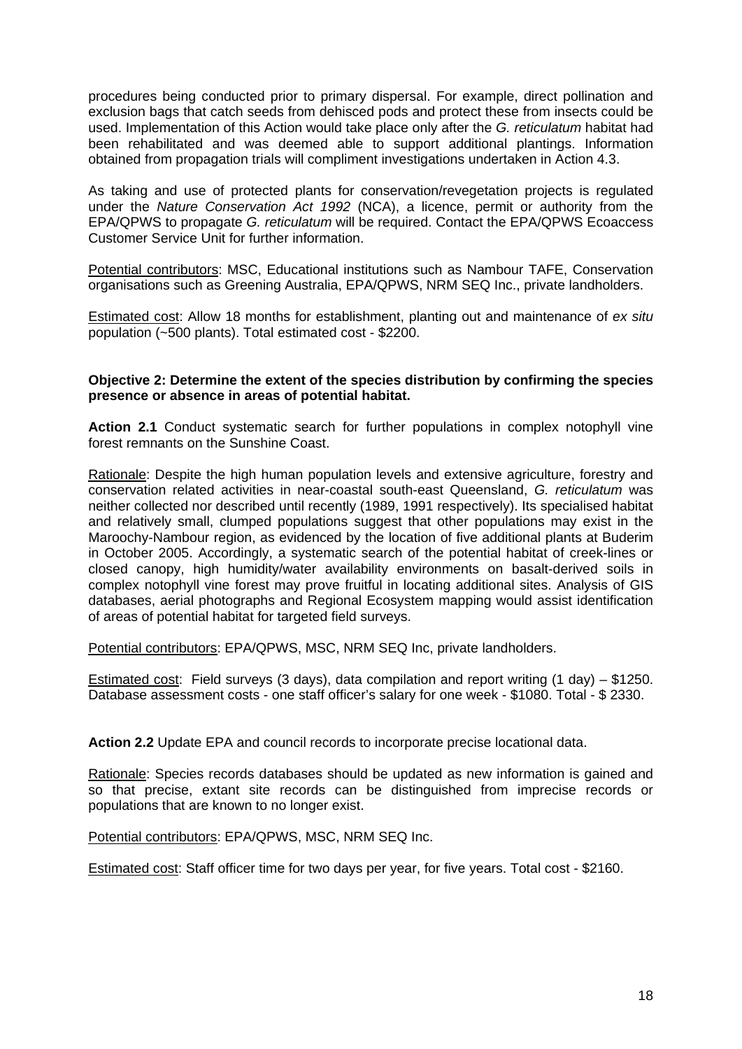procedures being conducted prior to primary dispersal. For example, direct pollination and exclusion bags that catch seeds from dehisced pods and protect these from insects could be used. Implementation of this Action would take place only after the *G. reticulatum* habitat had been rehabilitated and was deemed able to support additional plantings. Information obtained from propagation trials will compliment investigations undertaken in Action 4.3.

As taking and use of protected plants for conservation/revegetation projects is regulated under the *Nature Conservation Act 1992* (NCA), a licence, permit or authority from the EPA/QPWS to propagate *G. reticulatum* will be required. Contact the EPA/QPWS Ecoaccess Customer Service Unit for further information.

<u>Potential contributors</u>: MSC, Educational institutions such as Nambour TAFE, Conservation organisations such as Greening Australia, EPA/QPWS, NRM SEQ Inc., private landholders.

<u>Estimated cost</u>: Allow 18 months for establishment, planting out and maintenance of *ex situ* population (~500 plants). Total estimated cost - $2200.

**Objective 2: Determine the extent of the species distribution by confirming the species presence or absence in areas of potential habitat.**

**Action 2.1** Conduct systematic search for further populations in complex notophyll vine forest remnants on the Sunshine Coast.

<u>Rationale</u>: Despite the high human population levels and extensive agriculture, forestry and conservation related activities in near-coastal south-east Queensland, *G. reticulatum* was neither collected nor described until recently (1989, 1991 respectively). Its specialised habitat and relatively small, clumped populations suggest that other populations may exist in the Maroochy-Nambour region, as evidenced by the location of five additional plants at Buderim in October 2005. Accordingly, a systematic search of the potential habitat of creek-lines or closed canopy, high humidity/water availability environments on basalt-derived soils in complex notophyll vine forest may prove fruitful in locating additional sites. Analysis of GIS databases, aerial photographs and Regional Ecosystem mapping would assist identification of areas of potential habitat for targeted field surveys.

<u>Potential contributors</u>: EPA/QPWS, MSC, NRM SEQ Inc, private landholders.

<u>Estimated cost</u>: Field surveys (3 days), data compilation and report writing (1 day) – $1250. Database assessment costs - one staff officer's salary for one week - $1080. Total - $ 2330.

**Action 2.2** Update EPA and council records to incorporate precise locational data.

<u>Rationale</u>: Species records databases should be updated as new information is gained and so that precise, extant site records can be distinguished from imprecise records or populations that are known to no longer exist.

<u>Potential contributors</u>: EPA/QPWS, MSC, NRM SEQ Inc.

<u>Estimated cost</u>: Staff officer time for two days per year, for five years. Total cost - $2160.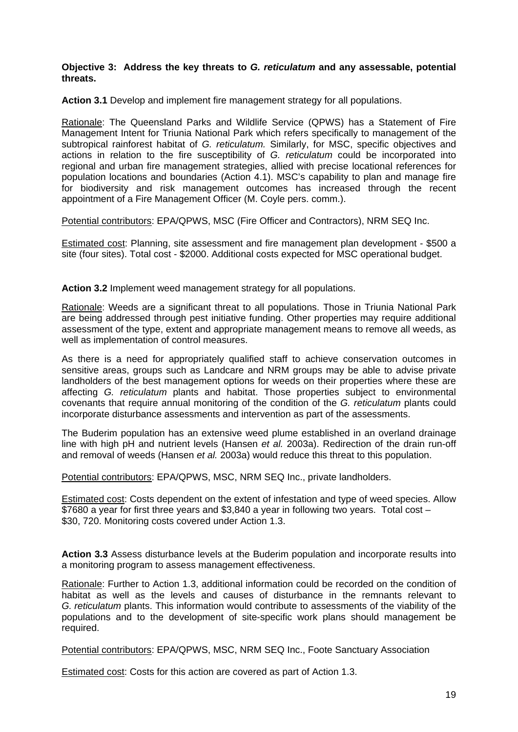**Objective 3: Address the key threats to *G. reticulatum* and any assessable, potential threats.**

**Action 3.1** Develop and implement fire management strategy for all populations.

<u>Rationale</u>: The Queensland Parks and Wildlife Service (QPWS) has a Statement of Fire Management Intent for Triunia National Park which refers specifically to management of the subtropical rainforest habitat of *G. reticulatum.* Similarly, for MSC, specific objectives and actions in relation to the fire susceptibility of *G. reticulatum* could be incorporated into regional and urban fire management strategies, allied with precise locational references for population locations and boundaries (Action 4.1). MSC's capability to plan and manage fire for biodiversity and risk management outcomes has increased through the recent appointment of a Fire Management Officer (M. Coyle pers. comm.).

<u>Potential contributors</u>: EPA/QPWS, MSC (Fire Officer and Contractors), NRM SEQ Inc.

<u>Estimated cost</u>: Planning, site assessment and fire management plan development - $500 a site (four sites). Total cost - $2000. Additional costs expected for MSC operational budget.

**Action 3.2** Implement weed management strategy for all populations.

<u>Rationale</u>: Weeds are a significant threat to all populations. Those in Triunia National Park are being addressed through pest initiative funding. Other properties may require additional assessment of the type, extent and appropriate management means to remove all weeds, as well as implementation of control measures.

As there is a need for appropriately qualified staff to achieve conservation outcomes in sensitive areas, groups such as Landcare and NRM groups may be able to advise private landholders of the best management options for weeds on their properties where these are affecting *G. reticulatum* plants and habitat. Those properties subject to environmental covenants that require annual monitoring of the condition of the *G. reticulatum* plants could incorporate disturbance assessments and intervention as part of the assessments.

The Buderim population has an extensive weed plume established in an overland drainage line with high pH and nutrient levels (Hansen *et al.* 2003a). Redirection of the drain run-off and removal of weeds (Hansen *et al.* 2003a) would reduce this threat to this population.

<u>Potential contributors</u>: EPA/QPWS, MSC, NRM SEQ Inc., private landholders.

<u>Estimated cost</u>: Costs dependent on the extent of infestation and type of weed species. Allow $7680 a year for first three years and $3,840 a year in following two years. Total cost – $30, 720. Monitoring costs covered under Action 1.3.

**Action 3.3** Assess disturbance levels at the Buderim population and incorporate results into a monitoring program to assess management effectiveness.

<u>Rationale</u>: Further to Action 1.3, additional information could be recorded on the condition of habitat as well as the levels and causes of disturbance in the remnants relevant to *G. reticulatum* plants. This information would contribute to assessments of the viability of the populations and to the development of site-specific work plans should management be required.

<u>Potential contributors</u>: EPA/QPWS, MSC, NRM SEQ Inc., Foote Sanctuary Association

<u>Estimated cost</u>: Costs for this action are covered as part of Action 1.3.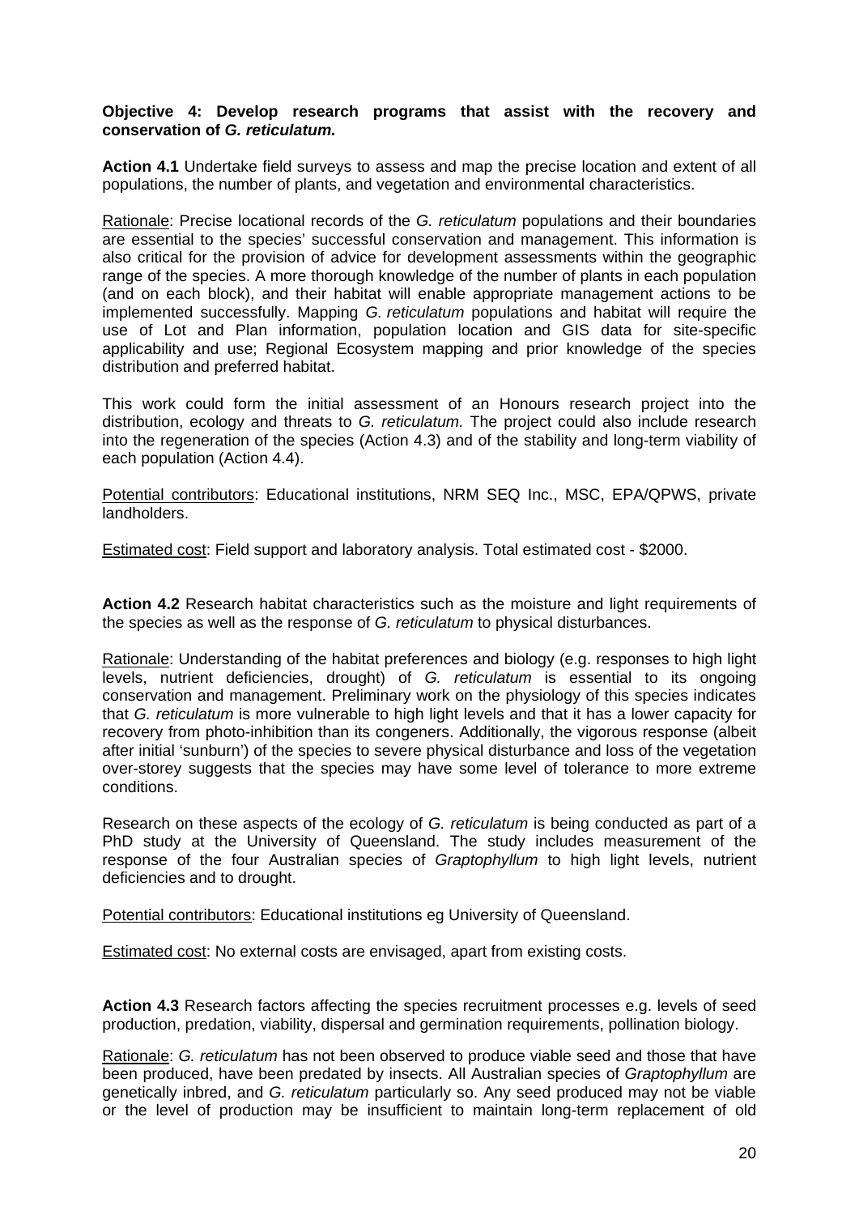**Objective 4: Develop research programs that assist with the recovery and conservation of *G. reticulatum.***

**Action 4.1** Undertake field surveys to assess and map the precise location and extent of all populations, the number of plants, and vegetation and environmental characteristics.

Rationale: Precise locational records of the *G. reticulatum* populations and their boundaries are essential to the species' successful conservation and management. This information is also critical for the provision of advice for development assessments within the geographic range of the species. A more thorough knowledge of the number of plants in each population (and on each block), and their habitat will enable appropriate management actions to be implemented successfully. Mapping *G. reticulatum* populations and habitat will require the use of Lot and Plan information, population location and GIS data for site-specific applicability and use; Regional Ecosystem mapping and prior knowledge of the species distribution and preferred habitat.

This work could form the initial assessment of an Honours research project into the distribution, ecology and threats to *G. reticulatum.* The project could also include research into the regeneration of the species (Action 4.3) and of the stability and long-term viability of each population (Action 4.4).

Potential contributors: Educational institutions, NRM SEQ Inc., MSC, EPA/QPWS, private landholders.

Estimated cost: Field support and laboratory analysis. Total estimated cost - $2000.

**Action 4.2** Research habitat characteristics such as the moisture and light requirements of the species as well as the response of *G. reticulatum* to physical disturbances.

Rationale: Understanding of the habitat preferences and biology (e.g. responses to high light levels, nutrient deficiencies, drought) of *G. reticulatum* is essential to its ongoing conservation and management. Preliminary work on the physiology of this species indicates that *G. reticulatum* is more vulnerable to high light levels and that it has a lower capacity for recovery from photo-inhibition than its congeners. Additionally, the vigorous response (albeit after initial 'sunburn') of the species to severe physical disturbance and loss of the vegetation over-storey suggests that the species may have some level of tolerance to more extreme conditions.

Research on these aspects of the ecology of *G. reticulatum* is being conducted as part of a PhD study at the University of Queensland. The study includes measurement of the response of the four Australian species of *Graptophyllum* to high light levels, nutrient deficiencies and to drought.

Potential contributors: Educational institutions eg University of Queensland.

Estimated cost: No external costs are envisaged, apart from existing costs.

**Action 4.3** Research factors affecting the species recruitment processes e.g. levels of seed production, predation, viability, dispersal and germination requirements, pollination biology.

Rationale: *G. reticulatum* has not been observed to produce viable seed and those that have been produced, have been predated by insects. All Australian species of *Graptophyllum* are genetically inbred, and *G. reticulatum* particularly so. Any seed produced may not be viable or the level of production may be insufficient to maintain long-term replacement of old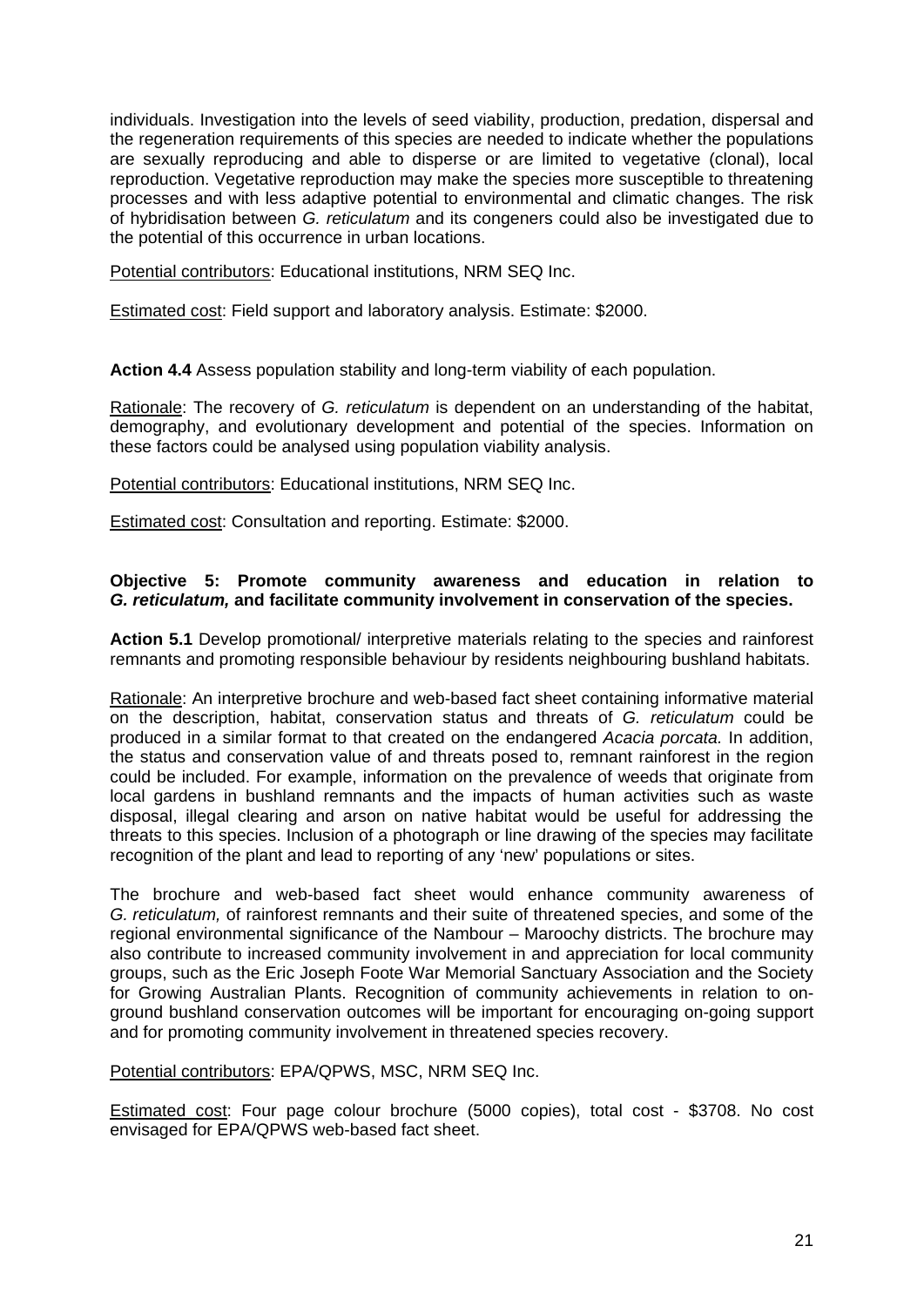individuals. Investigation into the levels of seed viability, production, predation, dispersal and the regeneration requirements of this species are needed to indicate whether the populations are sexually reproducing and able to disperse or are limited to vegetative (clonal), local reproduction. Vegetative reproduction may make the species more susceptible to threatening processes and with less adaptive potential to environmental and climatic changes. The risk of hybridisation between *G. reticulatum* and its congeners could also be investigated due to the potential of this occurrence in urban locations.

Potential contributors: Educational institutions, NRM SEQ Inc.

Estimated cost: Field support and laboratory analysis. Estimate: $2000.

**Action 4.4** Assess population stability and long-term viability of each population.

Rationale: The recovery of *G. reticulatum* is dependent on an understanding of the habitat, demography, and evolutionary development and potential of the species. Information on these factors could be analysed using population viability analysis.

Potential contributors: Educational institutions, NRM SEQ Inc.

Estimated cost: Consultation and reporting. Estimate: $2000.

**Objective 5: Promote community awareness and education in relation to *G. reticulatum,* and facilitate community involvement in conservation of the species.**

**Action 5.1** Develop promotional/ interpretive materials relating to the species and rainforest remnants and promoting responsible behaviour by residents neighbouring bushland habitats.

Rationale: An interpretive brochure and web-based fact sheet containing informative material on the description, habitat, conservation status and threats of *G. reticulatum* could be produced in a similar format to that created on the endangered *Acacia porcata.* In addition, the status and conservation value of and threats posed to, remnant rainforest in the region could be included. For example, information on the prevalence of weeds that originate from local gardens in bushland remnants and the impacts of human activities such as waste disposal, illegal clearing and arson on native habitat would be useful for addressing the threats to this species. Inclusion of a photograph or line drawing of the species may facilitate recognition of the plant and lead to reporting of any 'new' populations or sites.

The brochure and web-based fact sheet would enhance community awareness of *G. reticulatum,* of rainforest remnants and their suite of threatened species, and some of the regional environmental significance of the Nambour – Maroochy districts. The brochure may also contribute to increased community involvement in and appreciation for local community groups, such as the Eric Joseph Foote War Memorial Sanctuary Association and the Society for Growing Australian Plants. Recognition of community achievements in relation to on-ground bushland conservation outcomes will be important for encouraging on-going support and for promoting community involvement in threatened species recovery.

Potential contributors: EPA/QPWS, MSC, NRM SEQ Inc.

Estimated cost: Four page colour brochure (5000 copies), total cost - $3708. No cost envisaged for EPA/QPWS web-based fact sheet.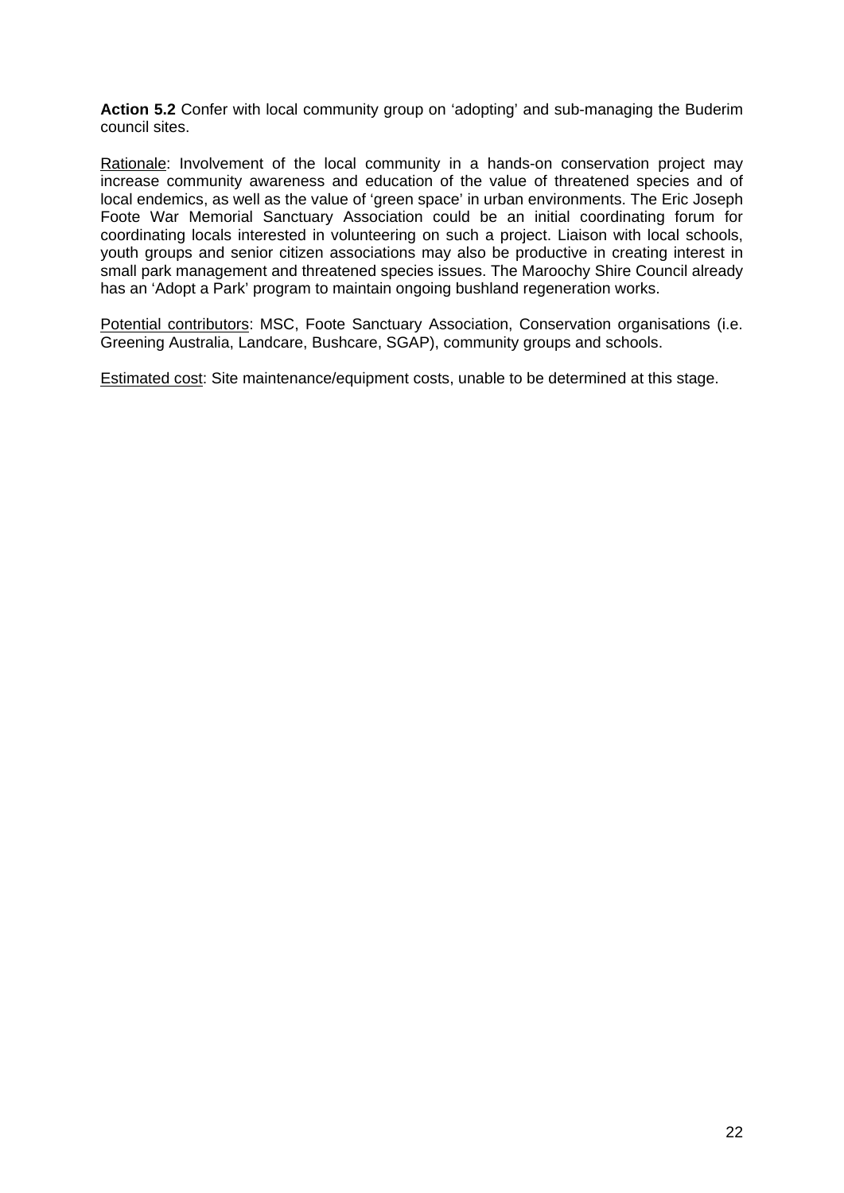**Action 5.2** Confer with local community group on 'adopting' and sub-managing the Buderim council sites.

Rationale: Involvement of the local community in a hands-on conservation project may increase community awareness and education of the value of threatened species and of local endemics, as well as the value of 'green space' in urban environments. The Eric Joseph Foote War Memorial Sanctuary Association could be an initial coordinating forum for coordinating locals interested in volunteering on such a project. Liaison with local schools, youth groups and senior citizen associations may also be productive in creating interest in small park management and threatened species issues. The Maroochy Shire Council already has an 'Adopt a Park' program to maintain ongoing bushland regeneration works.

Potential contributors: MSC, Foote Sanctuary Association, Conservation organisations (i.e. Greening Australia, Landcare, Bushcare, SGAP), community groups and schools.

Estimated cost: Site maintenance/equipment costs, unable to be determined at this stage.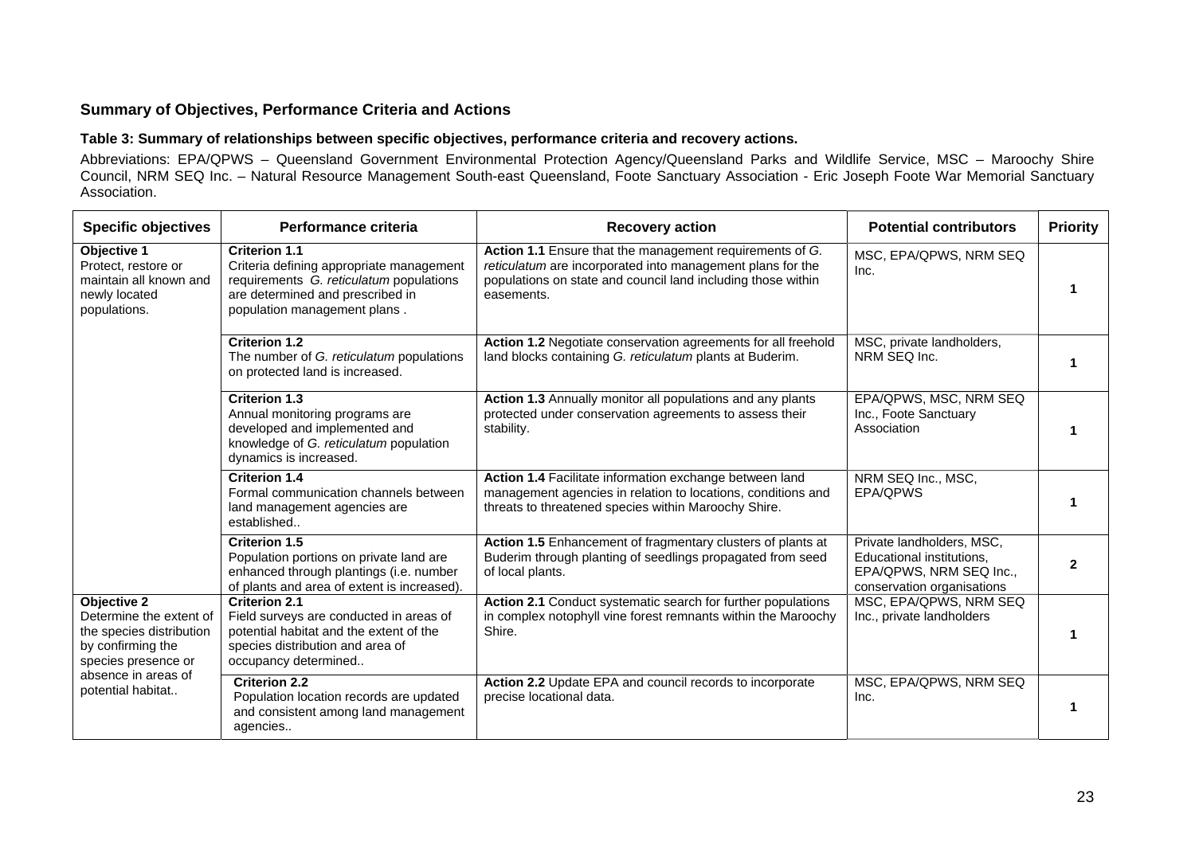## Summary of Objectives, Performance Criteria and Actions

**Table 3: Summary of relationships between specific objectives, performance criteria and recovery actions.**

Abbreviations: EPA/QPWS – Queensland Government Environmental Protection Agency/Queensland Parks and Wildlife Service, MSC – Maroochy Shire Council, NRM SEQ Inc. – Natural Resource Management South-east Queensland, Foote Sanctuary Association - Eric Joseph Foote War Memorial Sanctuary Association.

| Specific objectives | Performance criteria | Recovery action | Potential contributors | Priority |
|---|---|---|---|---|
| **Objective 1** Protect, restore or maintain all known and newly located populations. | **Criterion 1.1** Criteria defining appropriate management requirements *G. reticulatum* populations are determined and prescribed in population management plans . | **Action 1.1** Ensure that the management requirements of *G. reticulatum* are incorporated into management plans for the populations on state and council land including those within easements. | MSC, EPA/QPWS, NRM SEQ Inc. | 1 |
| | **Criterion 1.2** The number of *G. reticulatum* populations on protected land is increased. | **Action 1.2** Negotiate conservation agreements for all freehold land blocks containing *G. reticulatum* plants at Buderim. | MSC, private landholders, NRM SEQ Inc. | 1 |
| | **Criterion 1.3** Annual monitoring programs are developed and implemented and knowledge of *G. reticulatum* population dynamics is increased. | **Action 1.3** Annually monitor all populations and any plants protected under conservation agreements to assess their stability. | EPA/QPWS, MSC, NRM SEQ Inc., Foote Sanctuary Association | 1 |
| | **Criterion 1.4** Formal communication channels between land management agencies are established.. | **Action 1.4** Facilitate information exchange between land management agencies in relation to locations, conditions and threats to threatened species within Maroochy Shire. | NRM SEQ Inc., MSC, EPA/QPWS | 1 |
| | **Criterion 1.5** Population portions on private land are enhanced through plantings (i.e. number of plants and area of extent is increased). | **Action 1.5** Enhancement of fragmentary clusters of plants at Buderim through planting of seedlings propagated from seed of local plants. | Private landholders, MSC, Educational institutions, EPA/QPWS, NRM SEQ Inc., conservation organisations | 2 |
| **Objective 2** Determine the extent of the species distribution by confirming the species presence or absence in areas of potential habitat.. | **Criterion 2.1** Field surveys are conducted in areas of potential habitat and the extent of the species distribution and area of occupancy determined.. | **Action 2.1** Conduct systematic search for further populations in complex notophyll vine forest remnants within the Maroochy Shire. | MSC, EPA/QPWS, NRM SEQ Inc., private landholders | 1 |
| | **Criterion 2.2** Population location records are updated and consistent among land management agencies.. | **Action 2.2** Update EPA and council records to incorporate precise locational data. | MSC, EPA/QPWS, NRM SEQ Inc. | 1 |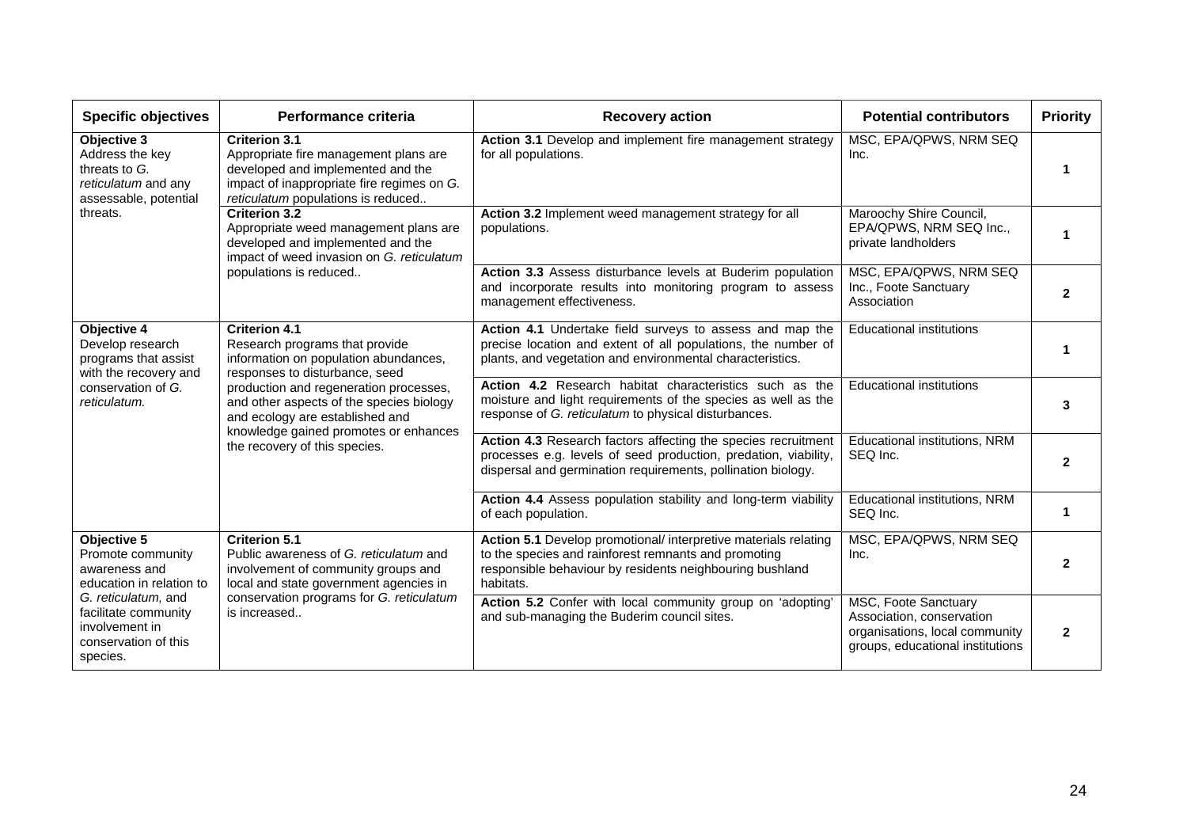| Specific objectives | Performance criteria | Recovery action | Potential contributors | Priority |
|---|---|---|---|---|
| **Objective 3** Address the key threats to *G. reticulatum* and any assessable, potential threats. | **Criterion 3.1** Appropriate fire management plans are developed and implemented and the impact of inappropriate fire regimes on *G. reticulatum* populations is reduced.. | **Action 3.1** Develop and implement fire management strategy for all populations. | MSC, EPA/QPWS, NRM SEQ Inc. | **1** |
| | **Criterion 3.2** Appropriate weed management plans are developed and implemented and the impact of weed invasion on *G. reticulatum* populations is reduced.. | **Action 3.2** Implement weed management strategy for all populations. | Maroochy Shire Council, EPA/QPWS, NRM SEQ Inc., private landholders | **1** |
| | | **Action 3.3** Assess disturbance levels at Buderim population and incorporate results into monitoring program to assess management effectiveness. | MSC, EPA/QPWS, NRM SEQ Inc., Foote Sanctuary Association | **2** |
| **Objective 4** Develop research programs that assist with the recovery and conservation of *G. reticulatum.* | **Criterion 4.1** Research programs that provide information on population abundances, responses to disturbance, seed production and regeneration processes, and other aspects of the species biology and ecology are established and knowledge gained promotes or enhances the recovery of this species. | **Action 4.1** Undertake field surveys to assess and map the precise location and extent of all populations, the number of plants, and vegetation and environmental characteristics. | Educational institutions | **1** |
| | | **Action 4.2** Research habitat characteristics such as the moisture and light requirements of the species as well as the response of *G. reticulatum* to physical disturbances. | Educational institutions | **3** |
| | | **Action 4.3** Research factors affecting the species recruitment processes e.g. levels of seed production, predation, viability, dispersal and germination requirements, pollination biology. | Educational institutions, NRM SEQ Inc. | **2** |
| | | **Action 4.4** Assess population stability and long-term viability of each population. | Educational institutions, NRM SEQ Inc. | **1** |
| **Objective 5** Promote community awareness and education in relation to *G. reticulatum,* and facilitate community involvement in conservation of this species. | **Criterion 5.1** Public awareness of *G. reticulatum* and involvement of community groups and local and state government agencies in conservation programs for *G. reticulatum* is increased.. | **Action 5.1** Develop promotional/ interpretive materials relating to the species and rainforest remnants and promoting responsible behaviour by residents neighbouring bushland habitats. | MSC, EPA/QPWS, NRM SEQ Inc. | **2** |
| | | **Action 5.2** Confer with local community group on 'adopting' and sub-managing the Buderim council sites. | MSC, Foote Sanctuary Association, conservation organisations, local community groups, educational institutions | **2** |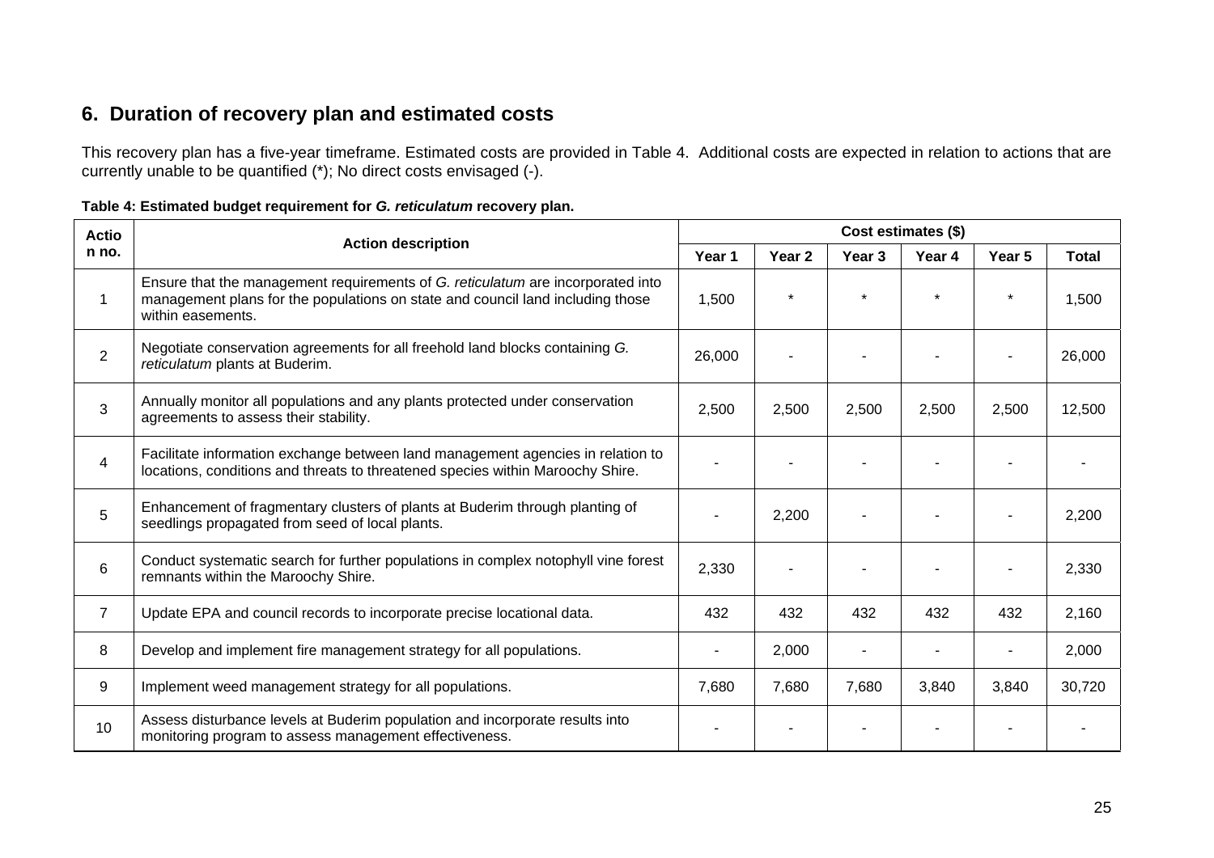## 6. Duration of recovery plan and estimated costs

This recovery plan has a five-year timeframe. Estimated costs are provided in Table 4. Additional costs are expected in relation to actions that are currently unable to be quantified (*); No direct costs envisaged (-).

**Table 4: Estimated budget requirement for *G. reticulatum* recovery plan.**

| Action no. | Action description | Cost estimates ($) | | | | | |
|---|---|---|---|---|---|---|---|
| | | Year 1 | Year 2 | Year 3 | Year 4 | Year 5 | Total |
| 1 | Ensure that the management requirements of *G. reticulatum* are incorporated into management plans for the populations on state and council land including those within easements. | 1,500 | * | * | * | * | 1,500 |
| 2 | Negotiate conservation agreements for all freehold land blocks containing *G. reticulatum* plants at Buderim. | 26,000 | - | - | - | - | 26,000 |
| 3 | Annually monitor all populations and any plants protected under conservation agreements to assess their stability. | 2,500 | 2,500 | 2,500 | 2,500 | 2,500 | 12,500 |
| 4 | Facilitate information exchange between land management agencies in relation to locations, conditions and threats to threatened species within Maroochy Shire. | - | - | - | - | - | - |
| 5 | Enhancement of fragmentary clusters of plants at Buderim through planting of seedlings propagated from seed of local plants. | - | 2,200 | - | - | - | 2,200 |
| 6 | Conduct systematic search for further populations in complex notophyll vine forest remnants within the Maroochy Shire. | 2,330 | - | - | - | - | 2,330 |
| 7 | Update EPA and council records to incorporate precise locational data. | 432 | 432 | 432 | 432 | 432 | 2,160 |
| 8 | Develop and implement fire management strategy for all populations. | - | 2,000 | - | - | - | 2,000 |
| 9 | Implement weed management strategy for all populations. | 7,680 | 7,680 | 7,680 | 3,840 | 3,840 | 30,720 |
| 10 | Assess disturbance levels at Buderim population and incorporate results into monitoring program to assess management effectiveness. | - | - | - | - | - | - |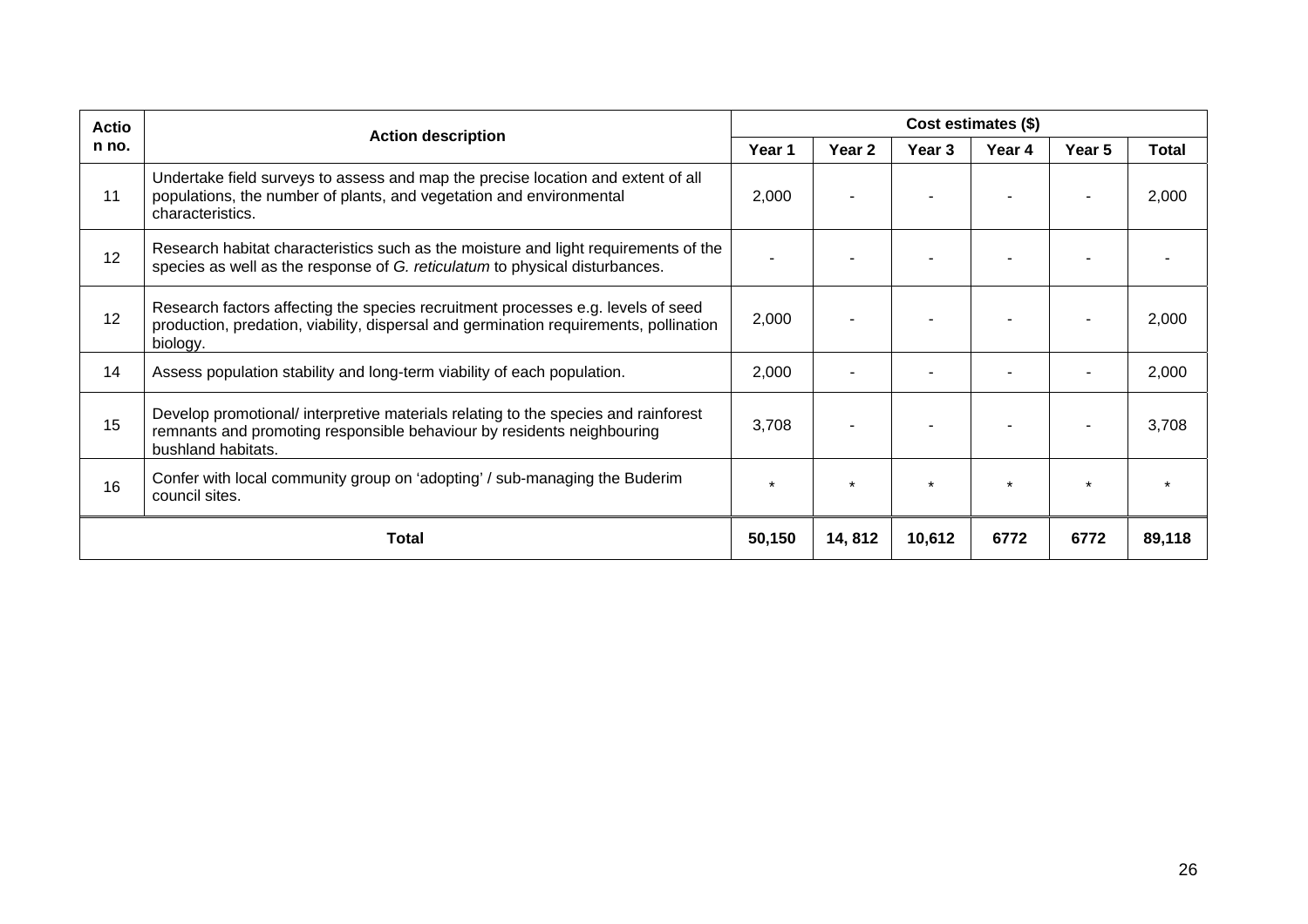| Action no. | Action description | Cost estimates ($) | | | | | |
|---|---|---|---|---|---|---|---|
| | | Year 1 | Year 2 | Year 3 | Year 4 | Year 5 | Total |
| 11 | Undertake field surveys to assess and map the precise location and extent of all populations, the number of plants, and vegetation and environmental characteristics. | 2,000 | - | - | - | - | 2,000 |
| 12 | Research habitat characteristics such as the moisture and light requirements of the species as well as the response of *G. reticulatum* to physical disturbances. | - | - | - | - | - | - |
| 12 | Research factors affecting the species recruitment processes e.g. levels of seed production, predation, viability, dispersal and germination requirements, pollination biology. | 2,000 | - | - | - | - | 2,000 |
| 14 | Assess population stability and long-term viability of each population. | 2,000 | - | - | - | - | 2,000 |
| 15 | Develop promotional/ interpretive materials relating to the species and rainforest remnants and promoting responsible behaviour by residents neighbouring bushland habitats. | 3,708 | - | - | - | - | 3,708 |
| 16 | Confer with local community group on 'adopting' / sub-managing the Buderim council sites. | * | * | * | * | * | * |
| **Total** | | **50,150** | **14, 812** | **10,612** | **6772** | **6772** | **89,118** |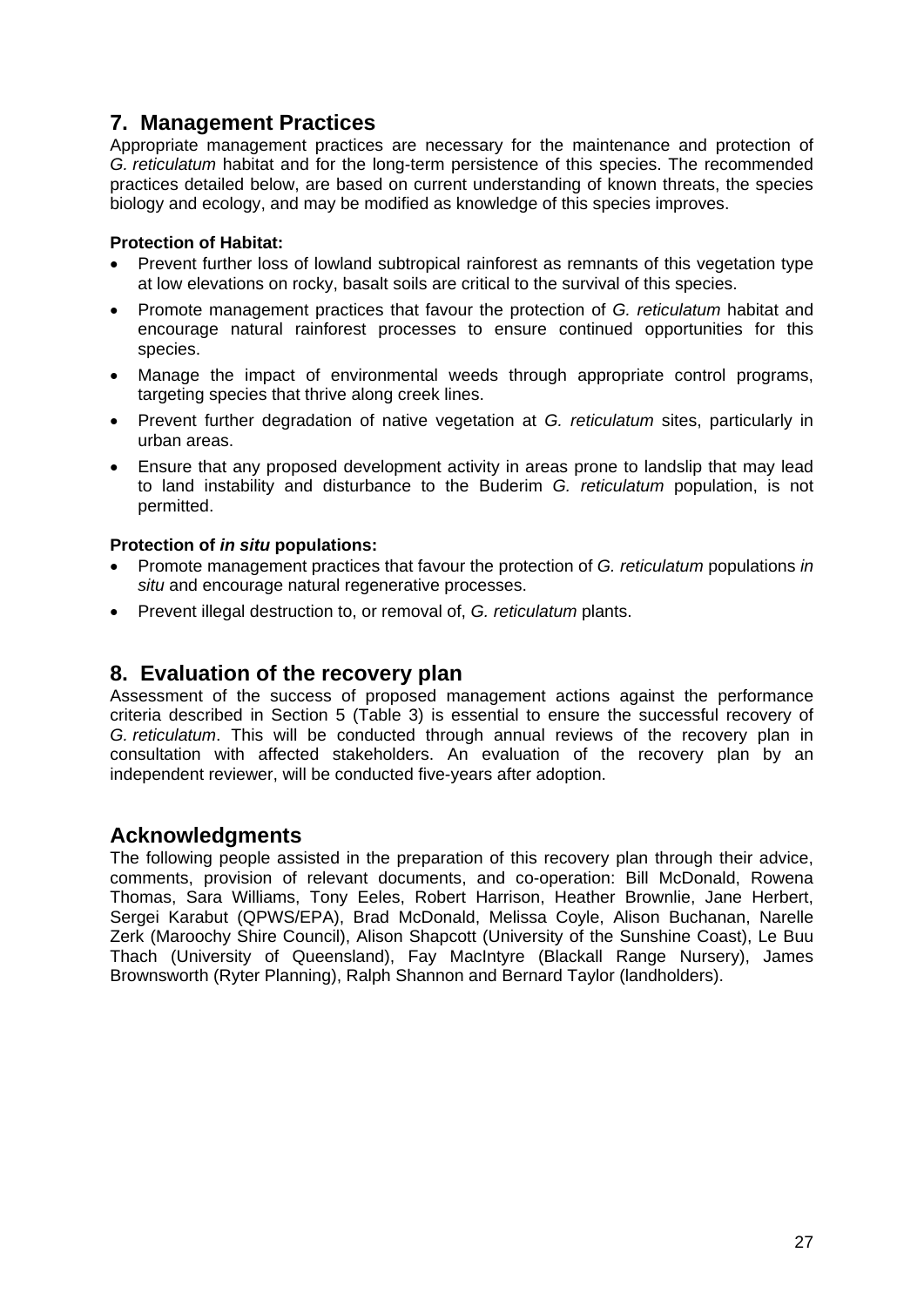## 7. Management Practices

Appropriate management practices are necessary for the maintenance and protection of *G. reticulatum* habitat and for the long-term persistence of this species. The recommended practices detailed below, are based on current understanding of known threats, the species biology and ecology, and may be modified as knowledge of this species improves.

**Protection of Habitat:**

- Prevent further loss of lowland subtropical rainforest as remnants of this vegetation type at low elevations on rocky, basalt soils are critical to the survival of this species.
- Promote management practices that favour the protection of *G. reticulatum* habitat and encourage natural rainforest processes to ensure continued opportunities for this species.
- Manage the impact of environmental weeds through appropriate control programs, targeting species that thrive along creek lines.
- Prevent further degradation of native vegetation at *G. reticulatum* sites, particularly in urban areas.
- Ensure that any proposed development activity in areas prone to landslip that may lead to land instability and disturbance to the Buderim *G. reticulatum* population, is not permitted.

**Protection of *in situ* populations:**

- Promote management practices that favour the protection of *G. reticulatum* populations *in situ* and encourage natural regenerative processes.
- Prevent illegal destruction to, or removal of, *G. reticulatum* plants.

## 8. Evaluation of the recovery plan

Assessment of the success of proposed management actions against the performance criteria described in Section 5 (Table 3) is essential to ensure the successful recovery of *G. reticulatum*. This will be conducted through annual reviews of the recovery plan in consultation with affected stakeholders. An evaluation of the recovery plan by an independent reviewer, will be conducted five-years after adoption.

## Acknowledgments

The following people assisted in the preparation of this recovery plan through their advice, comments, provision of relevant documents, and co-operation: Bill McDonald, Rowena Thomas, Sara Williams, Tony Eeles, Robert Harrison, Heather Brownlie, Jane Herbert, Sergei Karabut (QPWS/EPA), Brad McDonald, Melissa Coyle, Alison Buchanan, Narelle Zerk (Maroochy Shire Council), Alison Shapcott (University of the Sunshine Coast), Le Buu Thach (University of Queensland), Fay MacIntyre (Blackall Range Nursery), James Brownsworth (Ryter Planning), Ralph Shannon and Bernard Taylor (landholders).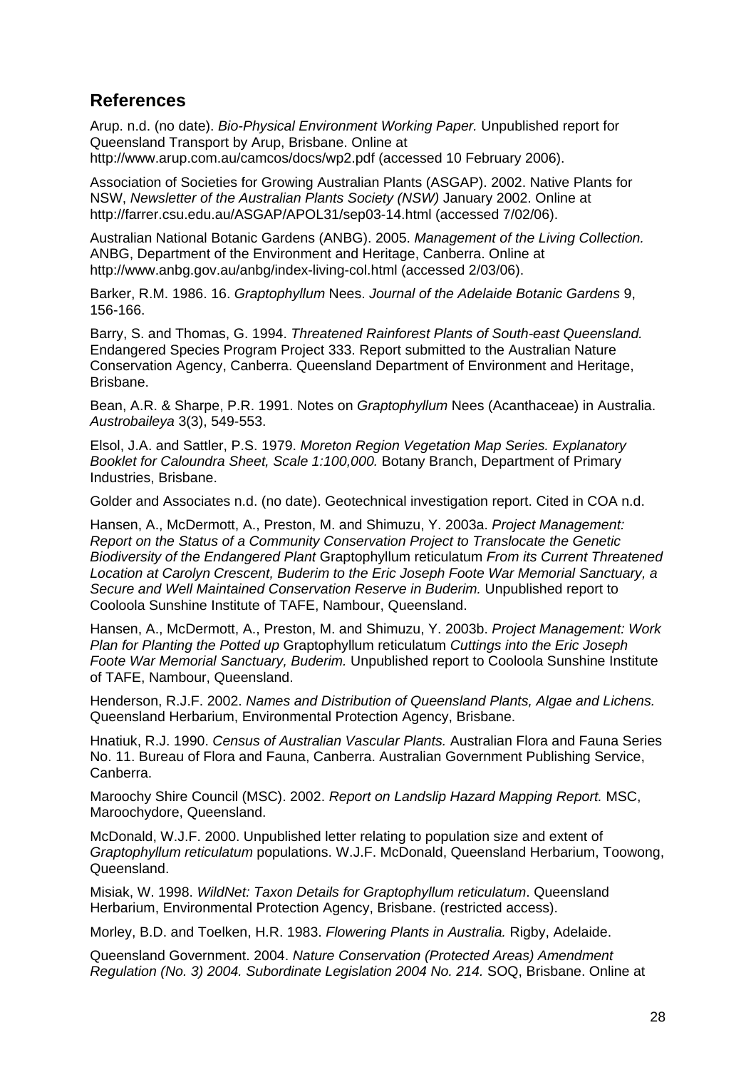## References

Arup. n.d. (no date). *Bio-Physical Environment Working Paper.* Unpublished report for Queensland Transport by Arup, Brisbane. Online at http://www.arup.com.au/camcos/docs/wp2.pdf (accessed 10 February 2006).

Association of Societies for Growing Australian Plants (ASGAP). 2002. Native Plants for NSW, *Newsletter of the Australian Plants Society (NSW)* January 2002. Online at http://farrer.csu.edu.au/ASGAP/APOL31/sep03-14.html (accessed 7/02/06).

Australian National Botanic Gardens (ANBG). 2005. *Management of the Living Collection.* ANBG, Department of the Environment and Heritage, Canberra. Online at http://www.anbg.gov.au/anbg/index-living-col.html (accessed 2/03/06).

Barker, R.M. 1986. 16. *Graptophyllum* Nees. *Journal of the Adelaide Botanic Gardens* 9, 156-166.

Barry, S. and Thomas, G. 1994. *Threatened Rainforest Plants of South-east Queensland.* Endangered Species Program Project 333. Report submitted to the Australian Nature Conservation Agency, Canberra. Queensland Department of Environment and Heritage, Brisbane.

Bean, A.R. & Sharpe, P.R. 1991. Notes on *Graptophyllum* Nees (Acanthaceae) in Australia. *Austrobaileya* 3(3), 549-553.

Elsol, J.A. and Sattler, P.S. 1979. *Moreton Region Vegetation Map Series. Explanatory Booklet for Caloundra Sheet, Scale 1:100,000.* Botany Branch, Department of Primary Industries, Brisbane.

Golder and Associates n.d. (no date). Geotechnical investigation report. Cited in COA n.d.

Hansen, A., McDermott, A., Preston, M. and Shimuzu, Y. 2003a. *Project Management: Report on the Status of a Community Conservation Project to Translocate the Genetic Biodiversity of the Endangered Plant* Graptophyllum reticulatum *From its Current Threatened Location at Carolyn Crescent, Buderim to the Eric Joseph Foote War Memorial Sanctuary, a Secure and Well Maintained Conservation Reserve in Buderim.* Unpublished report to Cooloola Sunshine Institute of TAFE, Nambour, Queensland.

Hansen, A., McDermott, A., Preston, M. and Shimuzu, Y. 2003b. *Project Management: Work Plan for Planting the Potted up* Graptophyllum reticulatum *Cuttings into the Eric Joseph Foote War Memorial Sanctuary, Buderim.* Unpublished report to Cooloola Sunshine Institute of TAFE, Nambour, Queensland.

Henderson, R.J.F. 2002. *Names and Distribution of Queensland Plants, Algae and Lichens.* Queensland Herbarium, Environmental Protection Agency, Brisbane.

Hnatiuk, R.J. 1990. *Census of Australian Vascular Plants.* Australian Flora and Fauna Series No. 11. Bureau of Flora and Fauna, Canberra. Australian Government Publishing Service, Canberra.

Maroochy Shire Council (MSC). 2002. *Report on Landslip Hazard Mapping Report.* MSC, Maroochydore, Queensland.

McDonald, W.J.F. 2000. Unpublished letter relating to population size and extent of *Graptophyllum reticulatum* populations. W.J.F. McDonald, Queensland Herbarium, Toowong, Queensland.

Misiak, W. 1998. *WildNet: Taxon Details for Graptophyllum reticulatum*. Queensland Herbarium, Environmental Protection Agency, Brisbane. (restricted access).

Morley, B.D. and Toelken, H.R. 1983. *Flowering Plants in Australia.* Rigby, Adelaide.

Queensland Government. 2004. *Nature Conservation (Protected Areas) Amendment Regulation (No. 3) 2004. Subordinate Legislation 2004 No. 214.* SOQ, Brisbane. Online at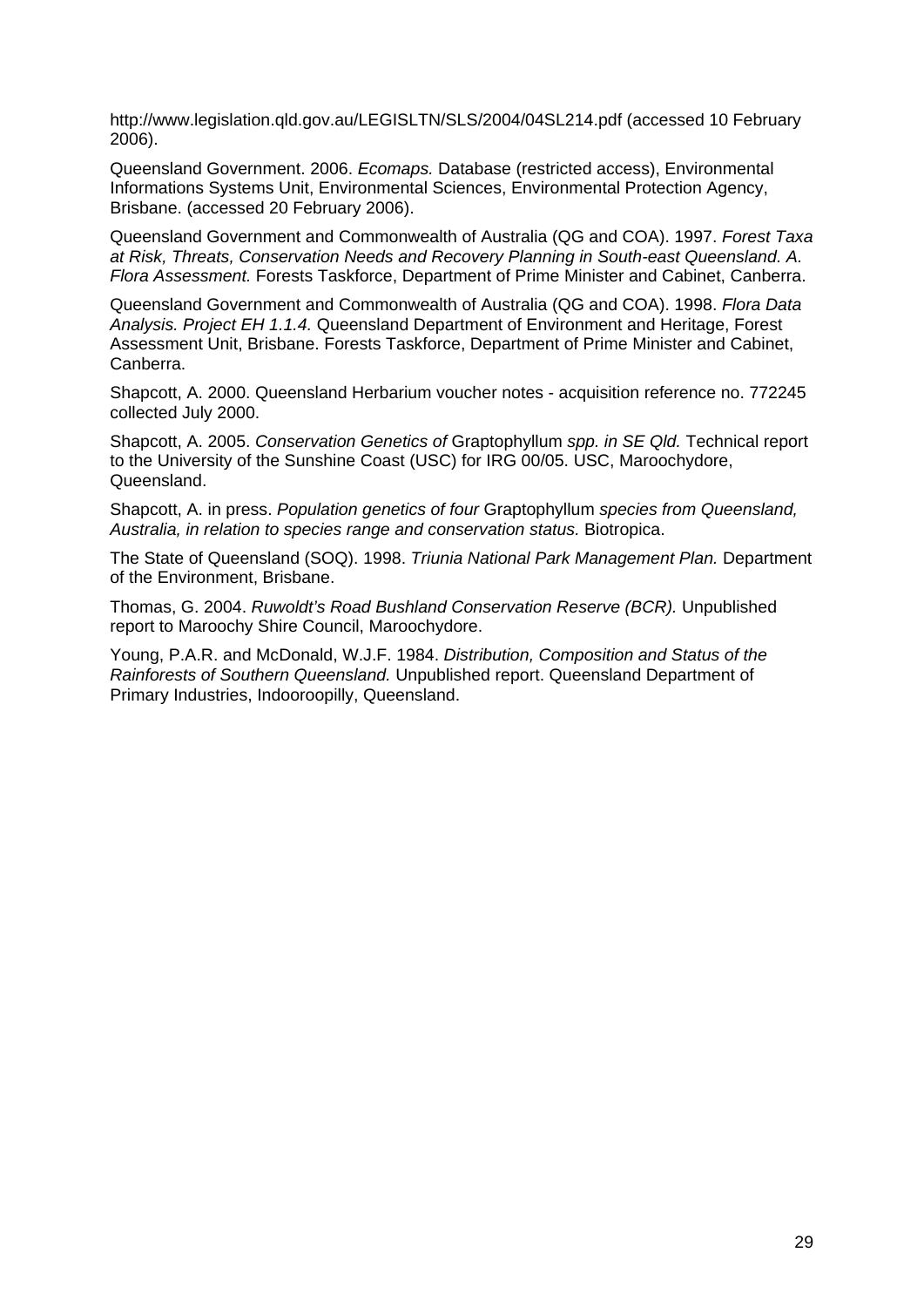http://www.legislation.qld.gov.au/LEGISLTN/SLS/2004/04SL214.pdf (accessed 10 February 2006).

Queensland Government. 2006. *Ecomaps.* Database (restricted access), Environmental Informations Systems Unit, Environmental Sciences, Environmental Protection Agency, Brisbane. (accessed 20 February 2006).

Queensland Government and Commonwealth of Australia (QG and COA). 1997. *Forest Taxa at Risk, Threats, Conservation Needs and Recovery Planning in South-east Queensland. A. Flora Assessment.* Forests Taskforce, Department of Prime Minister and Cabinet, Canberra.

Queensland Government and Commonwealth of Australia (QG and COA). 1998. *Flora Data Analysis. Project EH 1.1.4.* Queensland Department of Environment and Heritage, Forest Assessment Unit, Brisbane. Forests Taskforce, Department of Prime Minister and Cabinet, Canberra.

Shapcott, A. 2000. Queensland Herbarium voucher notes - acquisition reference no. 772245 collected July 2000.

Shapcott, A. 2005. *Conservation Genetics of* Graptophyllum *spp. in SE Qld.* Technical report to the University of the Sunshine Coast (USC) for IRG 00/05. USC, Maroochydore, Queensland.

Shapcott, A. in press. *Population genetics of four* Graptophyllum *species from Queensland, Australia, in relation to species range and conservation status.* Biotropica.

The State of Queensland (SOQ). 1998. *Triunia National Park Management Plan.* Department of the Environment, Brisbane.

Thomas, G. 2004. *Ruwoldt's Road Bushland Conservation Reserve (BCR).* Unpublished report to Maroochy Shire Council, Maroochydore.

Young, P.A.R. and McDonald, W.J.F. 1984. *Distribution, Composition and Status of the Rainforests of Southern Queensland.* Unpublished report. Queensland Department of Primary Industries, Indooroopilly, Queensland.